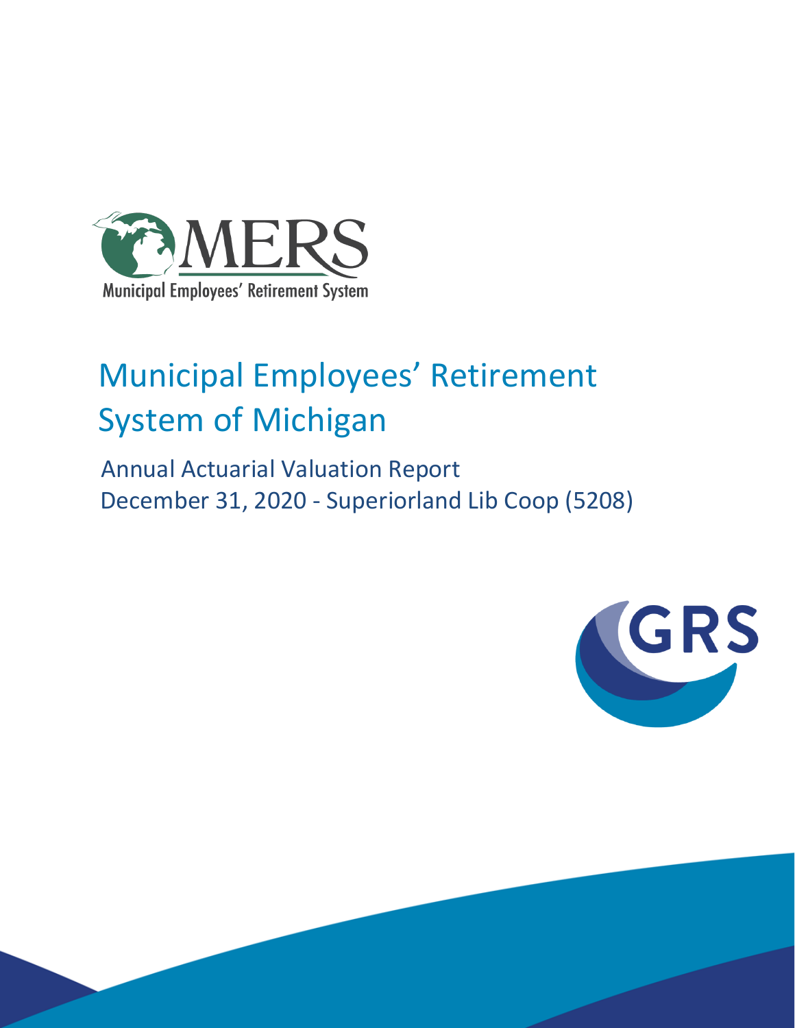# Municipal Employees' Retirement System of Michigan

## Annual Actuarial Valuation Report
## December 31, 2020 - Superiorland Lib Coop (5208)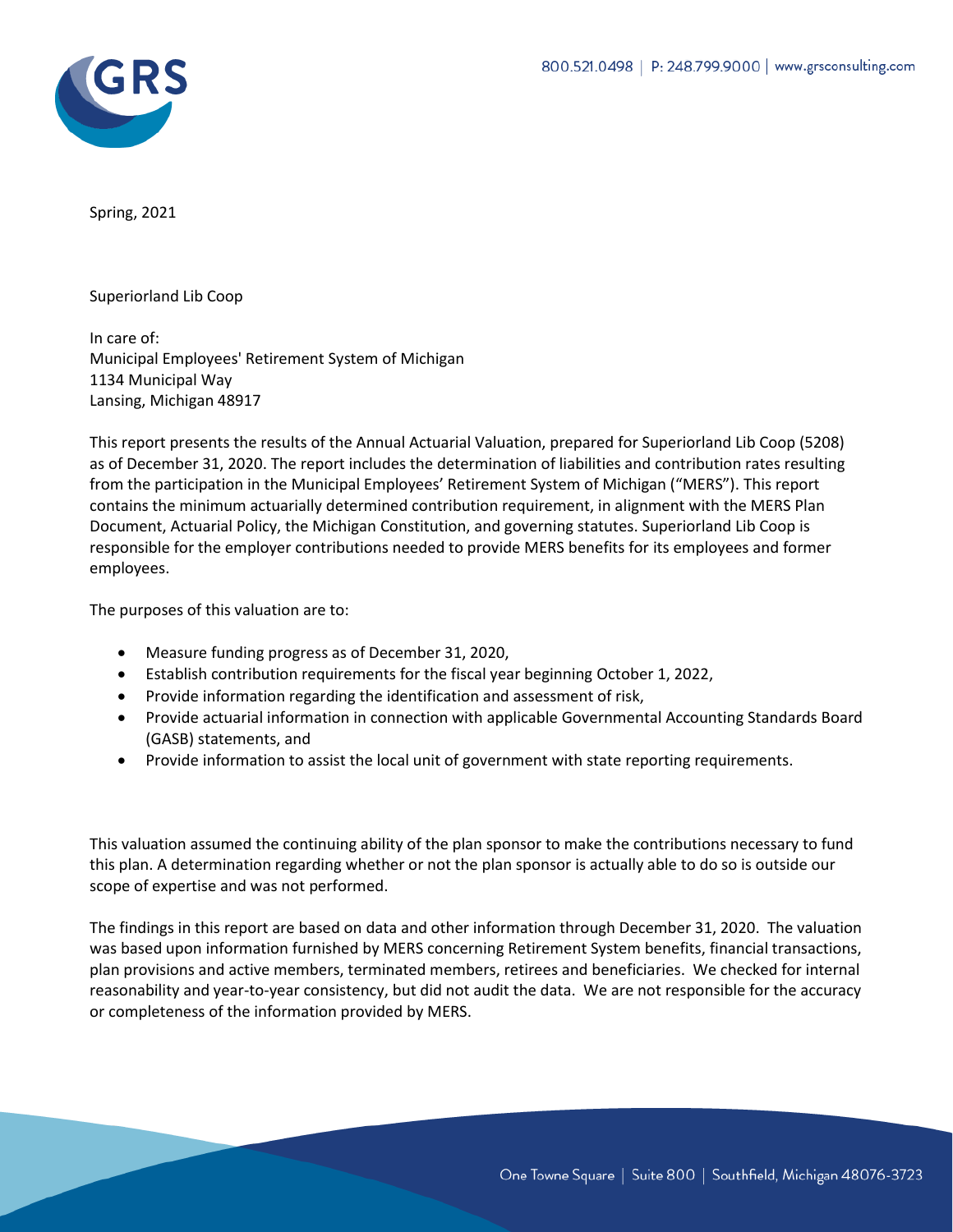Spring, 2021

Superiorland Lib Coop

In care of:
Municipal Employees' Retirement System of Michigan
1134 Municipal Way
Lansing, Michigan 48917

This report presents the results of the Annual Actuarial Valuation, prepared for Superiorland Lib Coop (5208) as of December 31, 2020. The report includes the determination of liabilities and contribution rates resulting from the participation in the Municipal Employees' Retirement System of Michigan ("MERS"). This report contains the minimum actuarially determined contribution requirement, in alignment with the MERS Plan Document, Actuarial Policy, the Michigan Constitution, and governing statutes. Superiorland Lib Coop is responsible for the employer contributions needed to provide MERS benefits for its employees and former employees.

The purposes of this valuation are to:

- Measure funding progress as of December 31, 2020,
- Establish contribution requirements for the fiscal year beginning October 1, 2022,
- Provide information regarding the identification and assessment of risk,
- Provide actuarial information in connection with applicable Governmental Accounting Standards Board (GASB) statements, and
- Provide information to assist the local unit of government with state reporting requirements.

This valuation assumed the continuing ability of the plan sponsor to make the contributions necessary to fund this plan. A determination regarding whether or not the plan sponsor is actually able to do so is outside our scope of expertise and was not performed.

The findings in this report are based on data and other information through December 31, 2020. The valuation was based upon information furnished by MERS concerning Retirement System benefits, financial transactions, plan provisions and active members, terminated members, retirees and beneficiaries. We checked for internal reasonability and year-to-year consistency, but did not audit the data. We are not responsible for the accuracy or completeness of the information provided by MERS.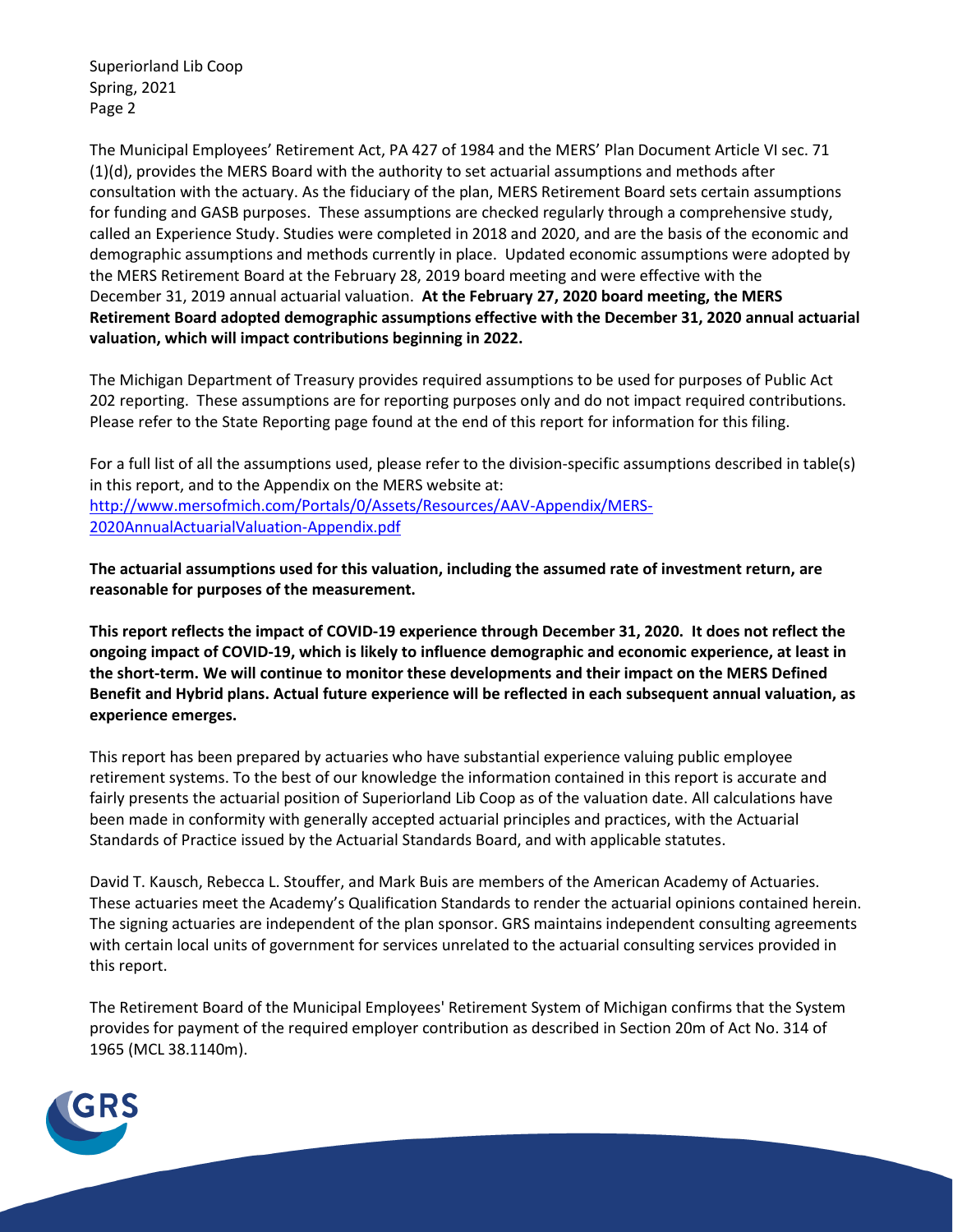The Municipal Employees' Retirement Act, PA 427 of 1984 and the MERS' Plan Document Article VI sec. 71 (1)(d), provides the MERS Board with the authority to set actuarial assumptions and methods after consultation with the actuary. As the fiduciary of the plan, MERS Retirement Board sets certain assumptions for funding and GASB purposes. These assumptions are checked regularly through a comprehensive study, called an Experience Study. Studies were completed in 2018 and 2020, and are the basis of the economic and demographic assumptions and methods currently in place. Updated economic assumptions were adopted by the MERS Retirement Board at the February 28, 2019 board meeting and were effective with the December 31, 2019 annual actuarial valuation. **At the February 27, 2020 board meeting, the MERS Retirement Board adopted demographic assumptions effective with the December 31, 2020 annual actuarial valuation, which will impact contributions beginning in 2022.**

The Michigan Department of Treasury provides required assumptions to be used for purposes of Public Act 202 reporting. These assumptions are for reporting purposes only and do not impact required contributions. Please refer to the State Reporting page found at the end of this report for information for this filing.

For a full list of all the assumptions used, please refer to the division-specific assumptions described in table(s) in this report, and to the Appendix on the MERS website at: [http://www.mersofmich.com/Portals/0/Assets/Resources/AAV-Appendix/MERS-2020AnnualActuarialValuation-Appendix.pdf](http://www.mersofmich.com/Portals/0/Assets/Resources/AAV-Appendix/MERS-2020AnnualActuarialValuation-Appendix.pdf)

**The actuarial assumptions used for this valuation, including the assumed rate of investment return, are reasonable for purposes of the measurement.**

**This report reflects the impact of COVID-19 experience through December 31, 2020. It does not reflect the ongoing impact of COVID-19, which is likely to influence demographic and economic experience, at least in the short-term. We will continue to monitor these developments and their impact on the MERS Defined Benefit and Hybrid plans. Actual future experience will be reflected in each subsequent annual valuation, as experience emerges.**

This report has been prepared by actuaries who have substantial experience valuing public employee retirement systems. To the best of our knowledge the information contained in this report is accurate and fairly presents the actuarial position of Superiorland Lib Coop as of the valuation date. All calculations have been made in conformity with generally accepted actuarial principles and practices, with the Actuarial Standards of Practice issued by the Actuarial Standards Board, and with applicable statutes.

David T. Kausch, Rebecca L. Stouffer, and Mark Buis are members of the American Academy of Actuaries. These actuaries meet the Academy's Qualification Standards to render the actuarial opinions contained herein. The signing actuaries are independent of the plan sponsor. GRS maintains independent consulting agreements with certain local units of government for services unrelated to the actuarial consulting services provided in this report.

The Retirement Board of the Municipal Employees' Retirement System of Michigan confirms that the System provides for payment of the required employer contribution as described in Section 20m of Act No. 314 of 1965 (MCL 38.1140m).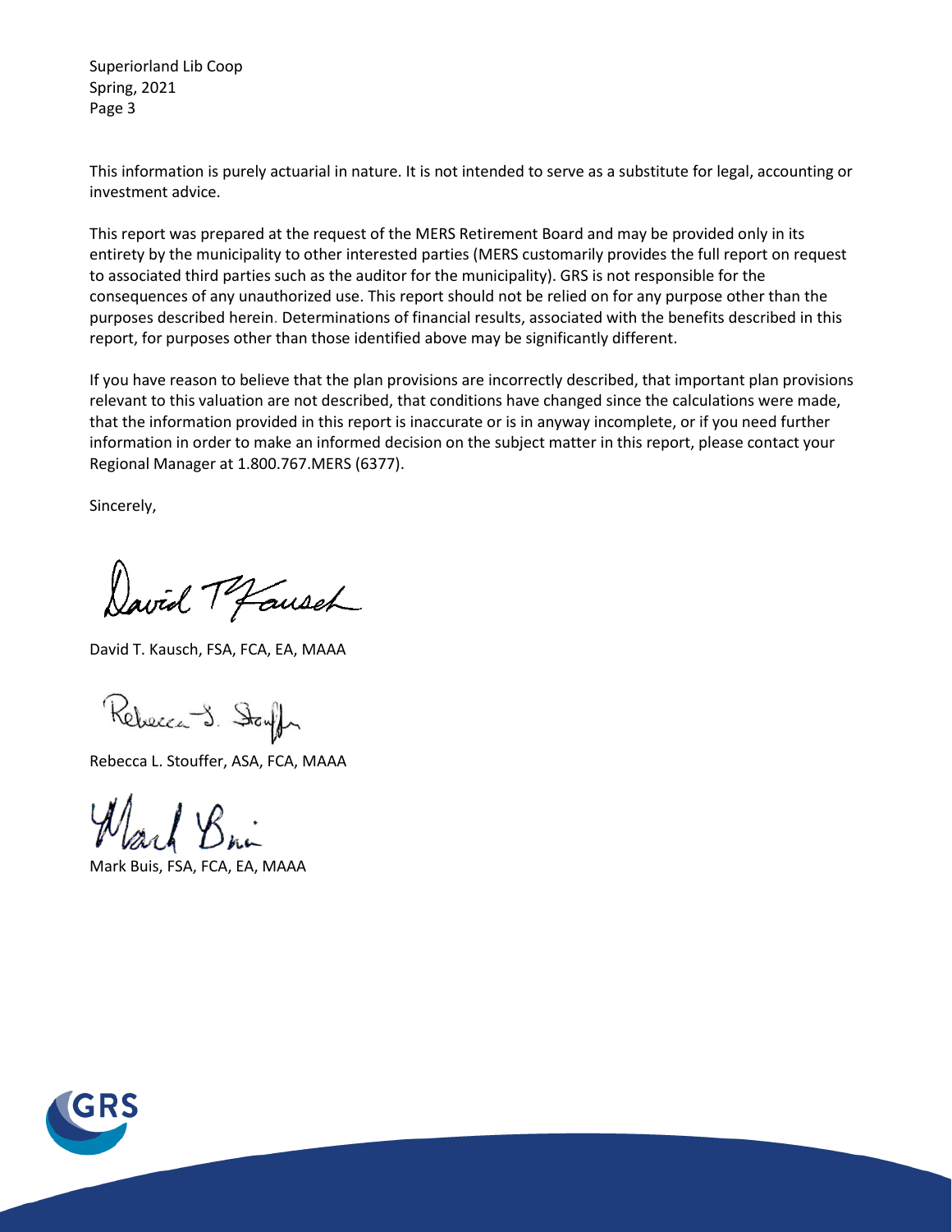This information is purely actuarial in nature. It is not intended to serve as a substitute for legal, accounting or investment advice.

This report was prepared at the request of the MERS Retirement Board and may be provided only in its entirety by the municipality to other interested parties (MERS customarily provides the full report on request to associated third parties such as the auditor for the municipality). GRS is not responsible for the consequences of any unauthorized use. This report should not be relied on for any purpose other than the purposes described herein. Determinations of financial results, associated with the benefits described in this report, for purposes other than those identified above may be significantly different.

If you have reason to believe that the plan provisions are incorrectly described, that important plan provisions relevant to this valuation are not described, that conditions have changed since the calculations were made, that the information provided in this report is inaccurate or is in anyway incomplete, or if you need further information in order to make an informed decision on the subject matter in this report, please contact your Regional Manager at 1.800.767.MERS (6377).

Sincerely,

David T. Kausch, FSA, FCA, EA, MAAA

Rebecca L. Stouffer, ASA, FCA, MAAA

Mark Buis, FSA, FCA, EA, MAAA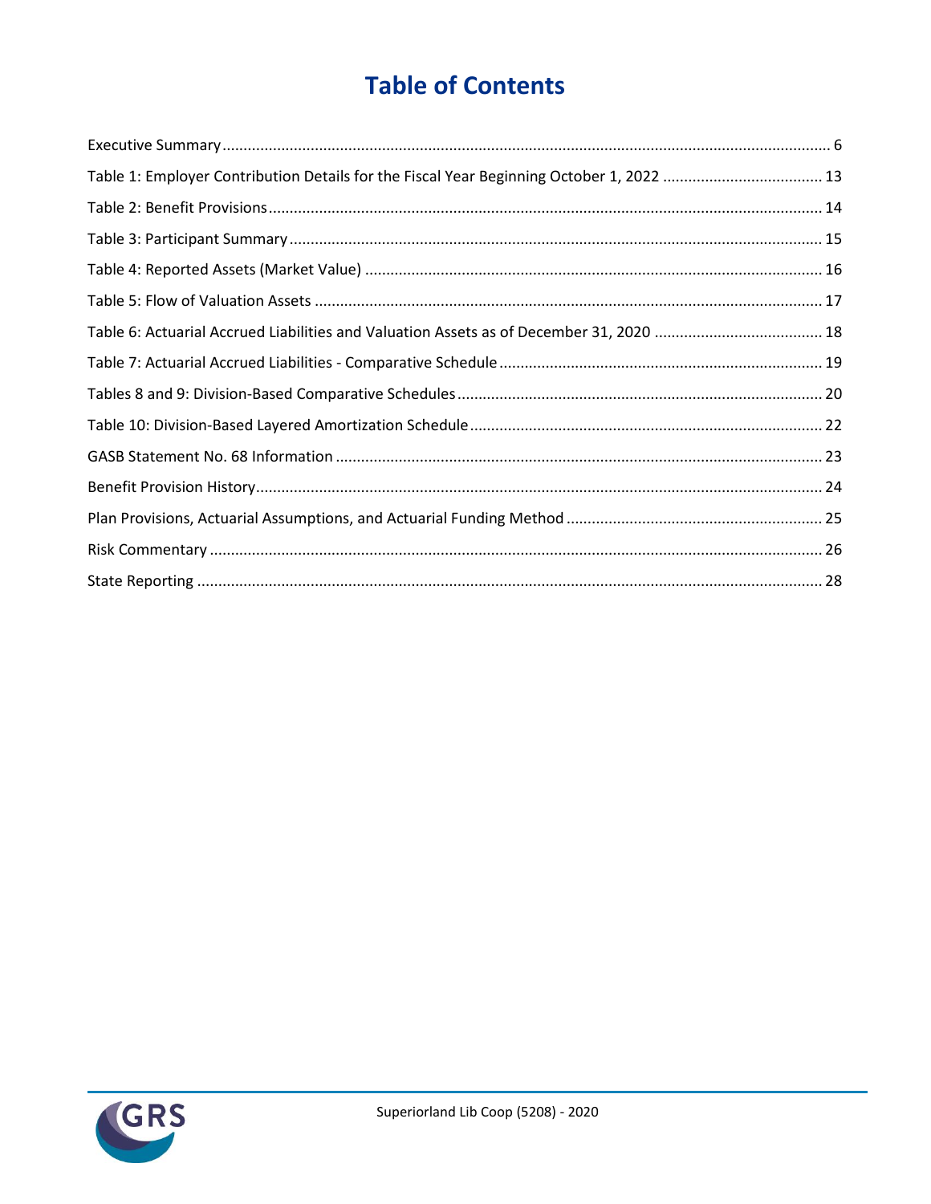# Table of Contents

| | |
|---|---|
| Executive Summary | 6 |
| Table 1: Employer Contribution Details for the Fiscal Year Beginning October 1, 2022 | 13 |
| Table 2: Benefit Provisions | 14 |
| Table 3: Participant Summary | 15 |
| Table 4: Reported Assets (Market Value) | 16 |
| Table 5: Flow of Valuation Assets | 17 |
| Table 6: Actuarial Accrued Liabilities and Valuation Assets as of December 31, 2020 | 18 |
| Table 7: Actuarial Accrued Liabilities - Comparative Schedule | 19 |
| Tables 8 and 9: Division-Based Comparative Schedules | 20 |
| Table 10: Division-Based Layered Amortization Schedule | 22 |
| GASB Statement No. 68 Information | 23 |
| Benefit Provision History | 24 |
| Plan Provisions, Actuarial Assumptions, and Actuarial Funding Method | 25 |
| Risk Commentary | 26 |
| State Reporting | 28 |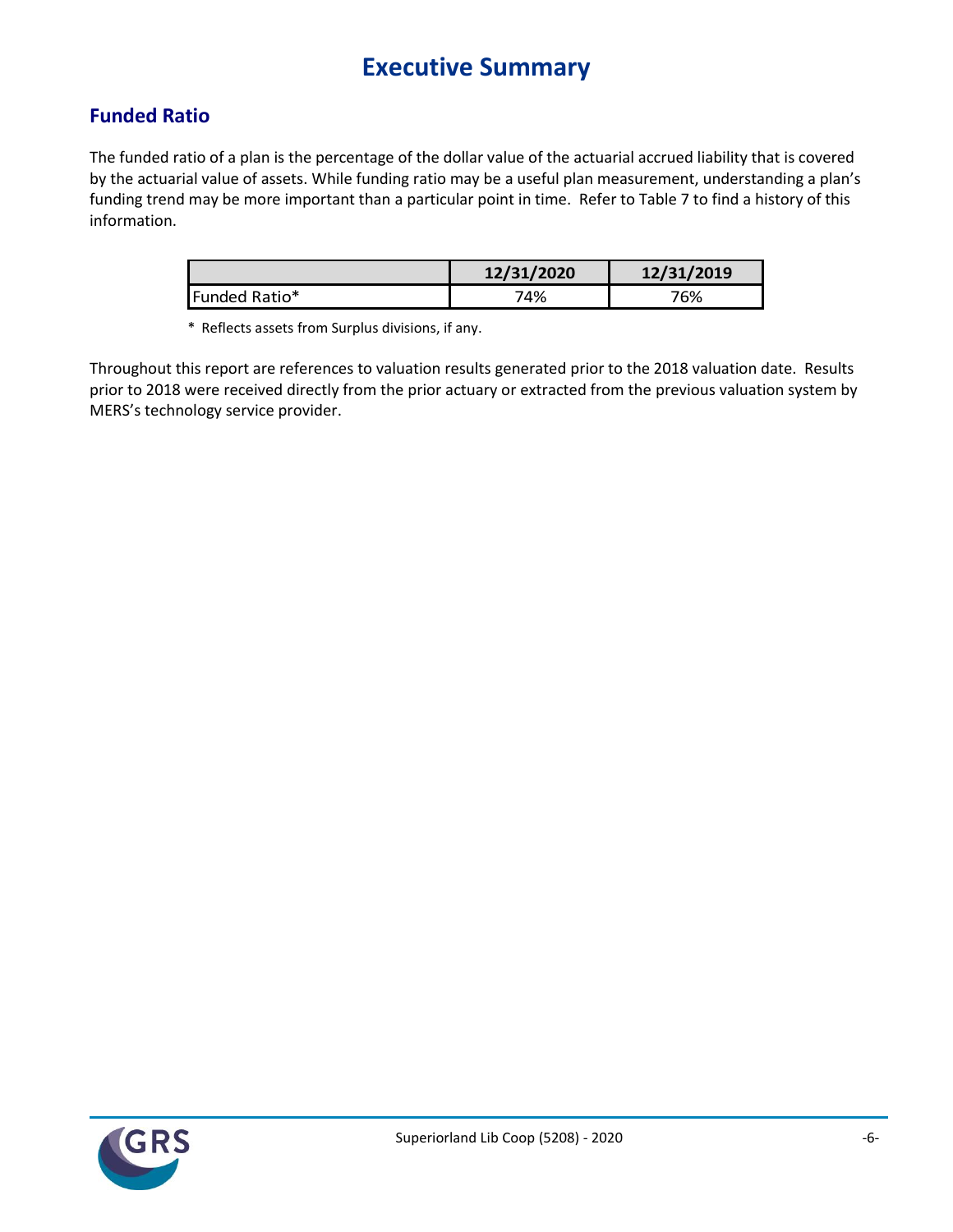# Executive Summary

## Funded Ratio

The funded ratio of a plan is the percentage of the dollar value of the actuarial accrued liability that is covered by the actuarial value of assets. While funding ratio may be a useful plan measurement, understanding a plan's funding trend may be more important than a particular point in time. Refer to Table 7 to find a history of this information.

| | 12/31/2020 | 12/31/2019 |
|---|---|---|
| Funded Ratio* | 74% | 76% |

\* Reflects assets from Surplus divisions, if any.

Throughout this report are references to valuation results generated prior to the 2018 valuation date. Results prior to 2018 were received directly from the prior actuary or extracted from the previous valuation system by MERS's technology service provider.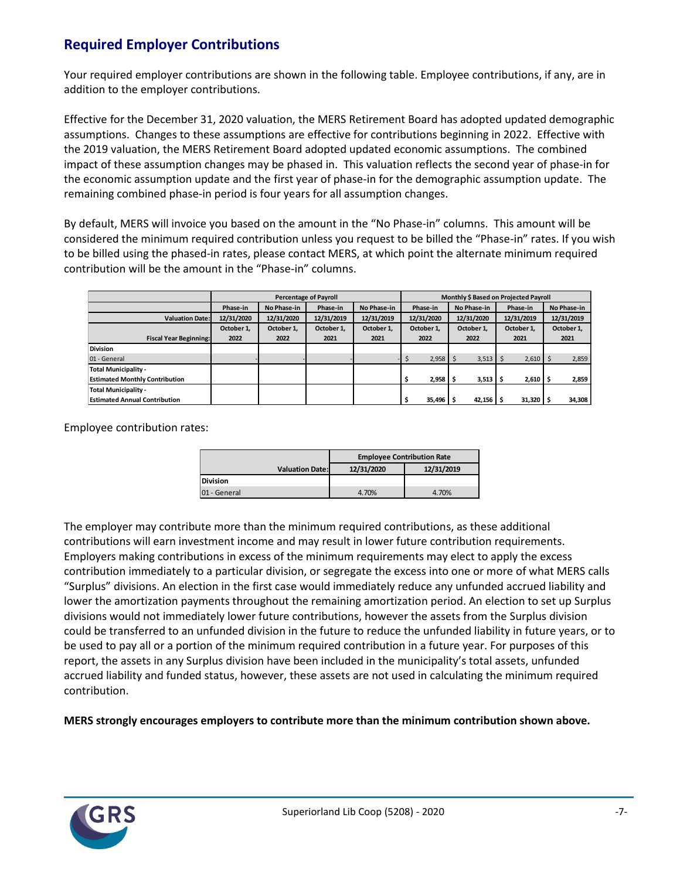## Required Employer Contributions

Your required employer contributions are shown in the following table. Employee contributions, if any, are in addition to the employer contributions.

Effective for the December 31, 2020 valuation, the MERS Retirement Board has adopted updated demographic assumptions. Changes to these assumptions are effective for contributions beginning in 2022. Effective with the 2019 valuation, the MERS Retirement Board adopted updated economic assumptions. The combined impact of these assumption changes may be phased in. This valuation reflects the second year of phase-in for the economic assumption update and the first year of phase-in for the demographic assumption update. The remaining combined phase-in period is four years for all assumption changes.

By default, MERS will invoice you based on the amount in the "No Phase-in" columns. This amount will be considered the minimum required contribution unless you request to be billed the "Phase-in" rates. If you wish to be billed using the phased-in rates, please contact MERS, at which point the alternate minimum required contribution will be the amount in the "Phase-in" columns.

| | Percentage of Payroll | | | | Monthly $ Based on Projected Payroll | | | |
|---|---|---|---|---|---|---|---|---|
| | Phase-in | No Phase-in | Phase-in | No Phase-in | Phase-in | No Phase-in | Phase-in | No Phase-in |
| Valuation Date: | 12/31/2020 | 12/31/2020 | 12/31/2019 | 12/31/2019 | 12/31/2020 | 12/31/2020 | 12/31/2019 | 12/31/2019 |
| Fiscal Year Beginning: | October 1, 2022 | October 1, 2022 | October 1, 2021 | October 1, 2021 | October 1, 2022 | October 1, 2022 | October 1, 2021 | October 1, 2021 |
| **Division** | | | | | | | | |
| 01 - General | - | - | - | - | $ 2,958 | $ 3,513 | $ 2,610 | $ 2,859 |
| **Total Municipality - Estimated Monthly Contribution** | | | | | **$ 2,958** | **$ 3,513** | **$ 2,610** | **$ 2,859** |
| **Total Municipality - Estimated Annual Contribution** | | | | | **$ 35,496** | **$ 42,156** | **$ 31,320** | **$ 34,308** |

Employee contribution rates:

| | Employee Contribution Rate | |
|---|---|---|
| Valuation Date: | 12/31/2020 | 12/31/2019 |
| **Division** | | |
| 01 - General | 4.70% | 4.70% |

The employer may contribute more than the minimum required contributions, as these additional contributions will earn investment income and may result in lower future contribution requirements. Employers making contributions in excess of the minimum requirements may elect to apply the excess contribution immediately to a particular division, or segregate the excess into one or more of what MERS calls "Surplus" divisions. An election in the first case would immediately reduce any unfunded accrued liability and lower the amortization payments throughout the remaining amortization period. An election to set up Surplus divisions would not immediately lower future contributions, however the assets from the Surplus division could be transferred to an unfunded division in the future to reduce the unfunded liability in future years, or to be used to pay all or a portion of the minimum required contribution in a future year. For purposes of this report, the assets in any Surplus division have been included in the municipality's total assets, unfunded accrued liability and funded status, however, these assets are not used in calculating the minimum required contribution.

**MERS strongly encourages employers to contribute more than the minimum contribution shown above.**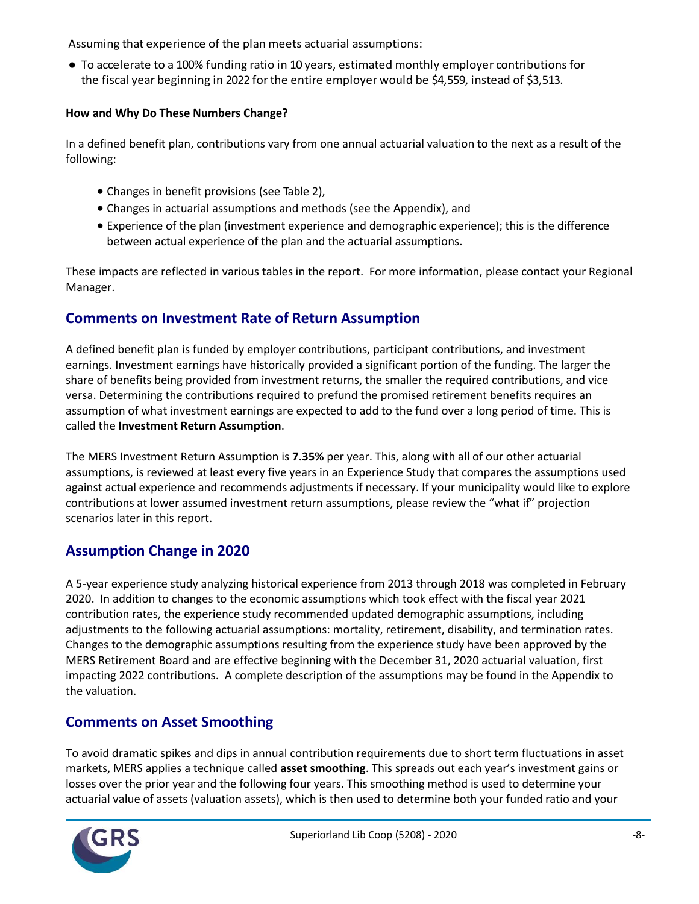Assuming that experience of the plan meets actuarial assumptions:

- To accelerate to a 100% funding ratio in 10 years, estimated monthly employer contributions for the fiscal year beginning in 2022 for the entire employer would be $4,559, instead of $3,513.

**How and Why Do These Numbers Change?**

In a defined benefit plan, contributions vary from one annual actuarial valuation to the next as a result of the following:

- Changes in benefit provisions (see Table 2),
- Changes in actuarial assumptions and methods (see the Appendix), and
- Experience of the plan (investment experience and demographic experience); this is the difference between actual experience of the plan and the actuarial assumptions.

These impacts are reflected in various tables in the report. For more information, please contact your Regional Manager.

## Comments on Investment Rate of Return Assumption

A defined benefit plan is funded by employer contributions, participant contributions, and investment earnings. Investment earnings have historically provided a significant portion of the funding. The larger the share of benefits being provided from investment returns, the smaller the required contributions, and vice versa. Determining the contributions required to prefund the promised retirement benefits requires an assumption of what investment earnings are expected to add to the fund over a long period of time. This is called the **Investment Return Assumption**.

The MERS Investment Return Assumption is **7.35%** per year. This, along with all of our other actuarial assumptions, is reviewed at least every five years in an Experience Study that compares the assumptions used against actual experience and recommends adjustments if necessary. If your municipality would like to explore contributions at lower assumed investment return assumptions, please review the "what if" projection scenarios later in this report.

## Assumption Change in 2020

A 5-year experience study analyzing historical experience from 2013 through 2018 was completed in February 2020. In addition to changes to the economic assumptions which took effect with the fiscal year 2021 contribution rates, the experience study recommended updated demographic assumptions, including adjustments to the following actuarial assumptions: mortality, retirement, disability, and termination rates. Changes to the demographic assumptions resulting from the experience study have been approved by the MERS Retirement Board and are effective beginning with the December 31, 2020 actuarial valuation, first impacting 2022 contributions. A complete description of the assumptions may be found in the Appendix to the valuation.

## Comments on Asset Smoothing

To avoid dramatic spikes and dips in annual contribution requirements due to short term fluctuations in asset markets, MERS applies a technique called **asset smoothing**. This spreads out each year's investment gains or losses over the prior year and the following four years. This smoothing method is used to determine your actuarial value of assets (valuation assets), which is then used to determine both your funded ratio and your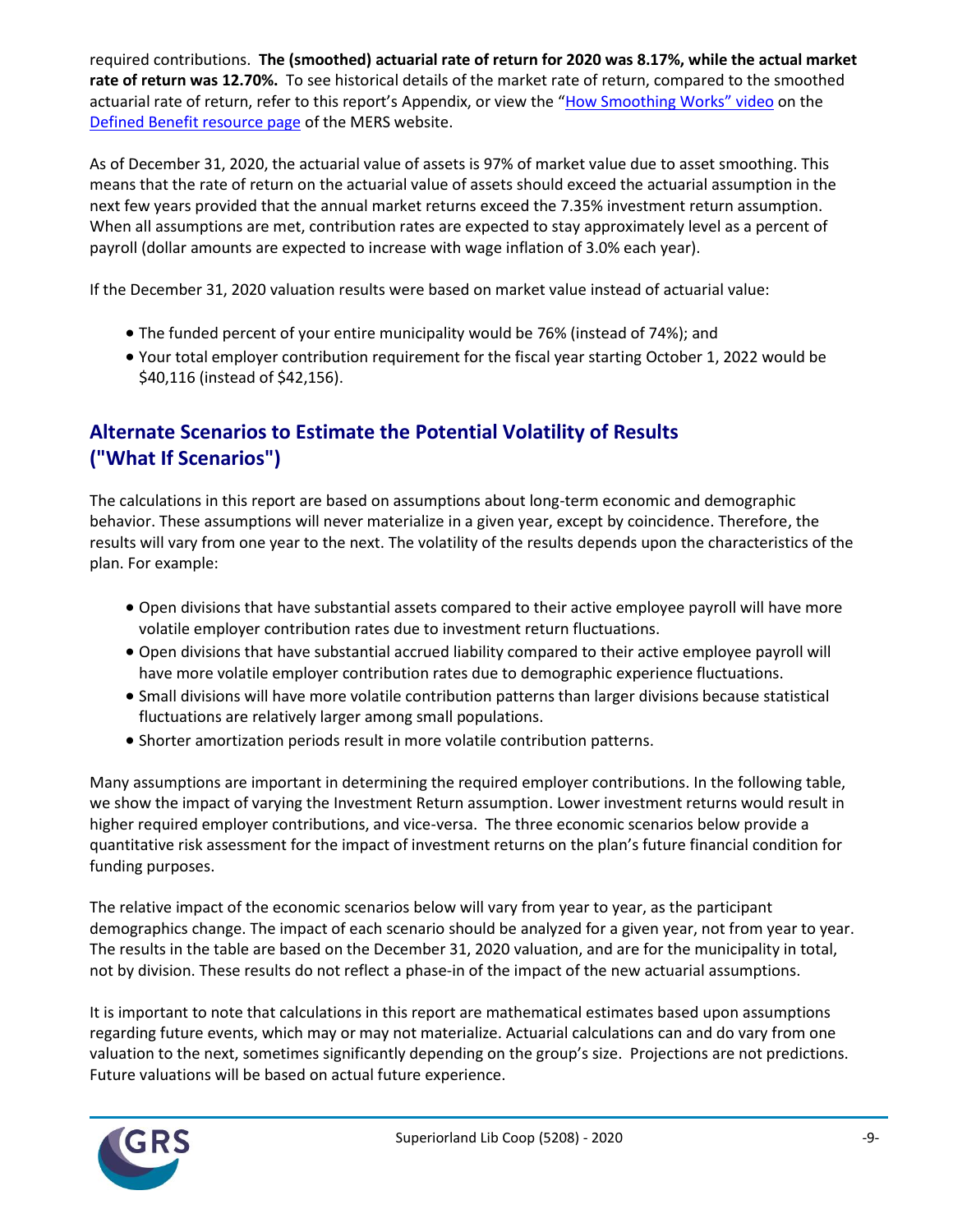required contributions. **The (smoothed) actuarial rate of return for 2020 was 8.17%, while the actual market rate of return was 12.70%.** To see historical details of the market rate of return, compared to the smoothed actuarial rate of return, refer to this report's Appendix, or view the "How Smoothing Works" video on the Defined Benefit resource page of the MERS website.

As of December 31, 2020, the actuarial value of assets is 97% of market value due to asset smoothing. This means that the rate of return on the actuarial value of assets should exceed the actuarial assumption in the next few years provided that the annual market returns exceed the 7.35% investment return assumption. When all assumptions are met, contribution rates are expected to stay approximately level as a percent of payroll (dollar amounts are expected to increase with wage inflation of 3.0% each year).

If the December 31, 2020 valuation results were based on market value instead of actuarial value:

- The funded percent of your entire municipality would be 76% (instead of 74%); and
- Your total employer contribution requirement for the fiscal year starting October 1, 2022 would be $40,116 (instead of $42,156).

## Alternate Scenarios to Estimate the Potential Volatility of Results ("What If Scenarios")

The calculations in this report are based on assumptions about long-term economic and demographic behavior. These assumptions will never materialize in a given year, except by coincidence. Therefore, the results will vary from one year to the next. The volatility of the results depends upon the characteristics of the plan. For example:

- Open divisions that have substantial assets compared to their active employee payroll will have more volatile employer contribution rates due to investment return fluctuations.
- Open divisions that have substantial accrued liability compared to their active employee payroll will have more volatile employer contribution rates due to demographic experience fluctuations.
- Small divisions will have more volatile contribution patterns than larger divisions because statistical fluctuations are relatively larger among small populations.
- Shorter amortization periods result in more volatile contribution patterns.

Many assumptions are important in determining the required employer contributions. In the following table, we show the impact of varying the Investment Return assumption. Lower investment returns would result in higher required employer contributions, and vice-versa. The three economic scenarios below provide a quantitative risk assessment for the impact of investment returns on the plan's future financial condition for funding purposes.

The relative impact of the economic scenarios below will vary from year to year, as the participant demographics change. The impact of each scenario should be analyzed for a given year, not from year to year. The results in the table are based on the December 31, 2020 valuation, and are for the municipality in total, not by division. These results do not reflect a phase-in of the impact of the new actuarial assumptions.

It is important to note that calculations in this report are mathematical estimates based upon assumptions regarding future events, which may or may not materialize. Actuarial calculations can and do vary from one valuation to the next, sometimes significantly depending on the group's size. Projections are not predictions. Future valuations will be based on actual future experience.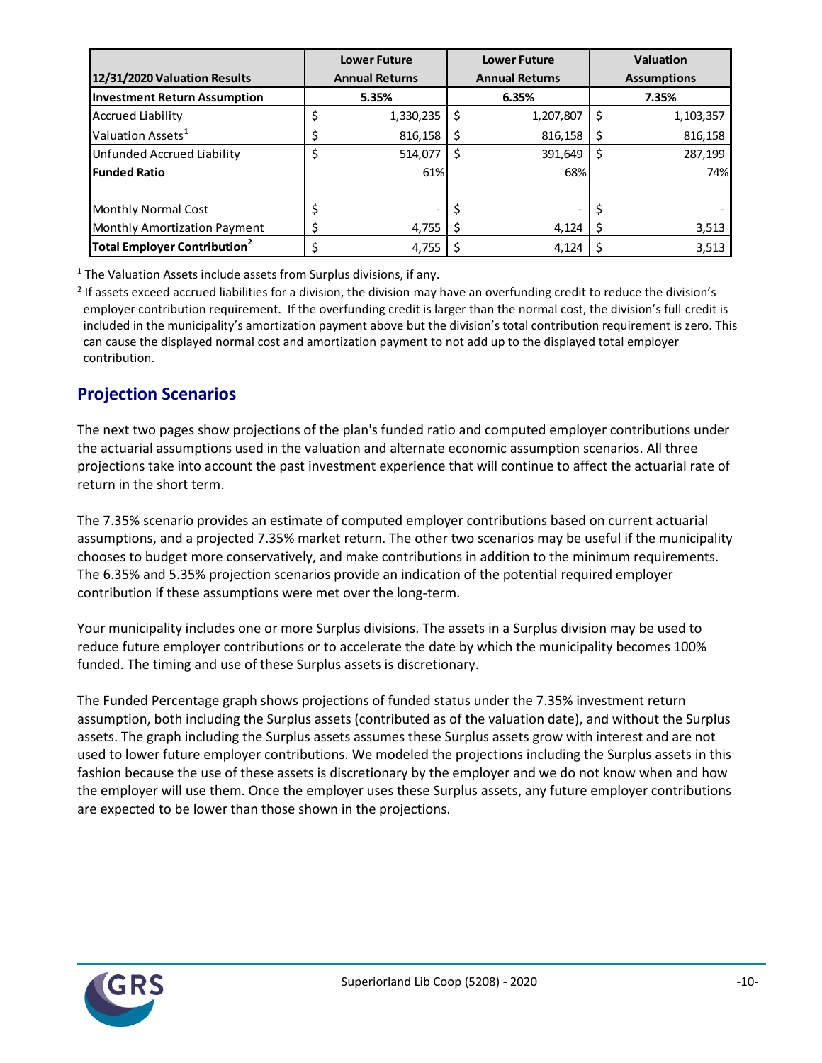| 12/31/2020 Valuation Results | Lower Future Annual Returns | Lower Future Annual Returns | Valuation Assumptions |
|---|---|---|---|
| **Investment Return Assumption** | **5.35%** | **6.35%** | **7.35%** |
| Accrued Liability | $ 1,330,235 | $ 1,207,807 | $ 1,103,357 |
| Valuation Assets[1] | $ 816,158 | $ 816,158 | $ 816,158 |
| Unfunded Accrued Liability | $ 514,077 | $ 391,649 | $ 287,199 |
| **Funded Ratio** | 61% | 68% | 74% |
| | | | |
| Monthly Normal Cost | $ - | $ - | $ - |
| Monthly Amortization Payment | $ 4,755 | $ 4,124 | $ 3,513 |
| **Total Employer Contribution[2]** | $ 4,755 | $ 4,124 | $ 3,513 |

[1] The Valuation Assets include assets from Surplus divisions, if any.

[2] If assets exceed accrued liabilities for a division, the division may have an overfunding credit to reduce the division's employer contribution requirement. If the overfunding credit is larger than the normal cost, the division's full credit is included in the municipality's amortization payment above but the division's total contribution requirement is zero. This can cause the displayed normal cost and amortization payment to not add up to the displayed total employer contribution.

## Projection Scenarios

The next two pages show projections of the plan's funded ratio and computed employer contributions under the actuarial assumptions used in the valuation and alternate economic assumption scenarios. All three projections take into account the past investment experience that will continue to affect the actuarial rate of return in the short term.

The 7.35% scenario provides an estimate of computed employer contributions based on current actuarial assumptions, and a projected 7.35% market return. The other two scenarios may be useful if the municipality chooses to budget more conservatively, and make contributions in addition to the minimum requirements. The 6.35% and 5.35% projection scenarios provide an indication of the potential required employer contribution if these assumptions were met over the long-term.

Your municipality includes one or more Surplus divisions. The assets in a Surplus division may be used to reduce future employer contributions or to accelerate the date by which the municipality becomes 100% funded. The timing and use of these Surplus assets is discretionary.

The Funded Percentage graph shows projections of funded status under the 7.35% investment return assumption, both including the Surplus assets (contributed as of the valuation date), and without the Surplus assets. The graph including the Surplus assets assumes these Surplus assets grow with interest and are not used to lower future employer contributions. We modeled the projections including the Surplus assets in this fashion because the use of these assets is discretionary by the employer and we do not know when and how the employer will use them. Once the employer uses these Surplus assets, any future employer contributions are expected to be lower than those shown in the projections.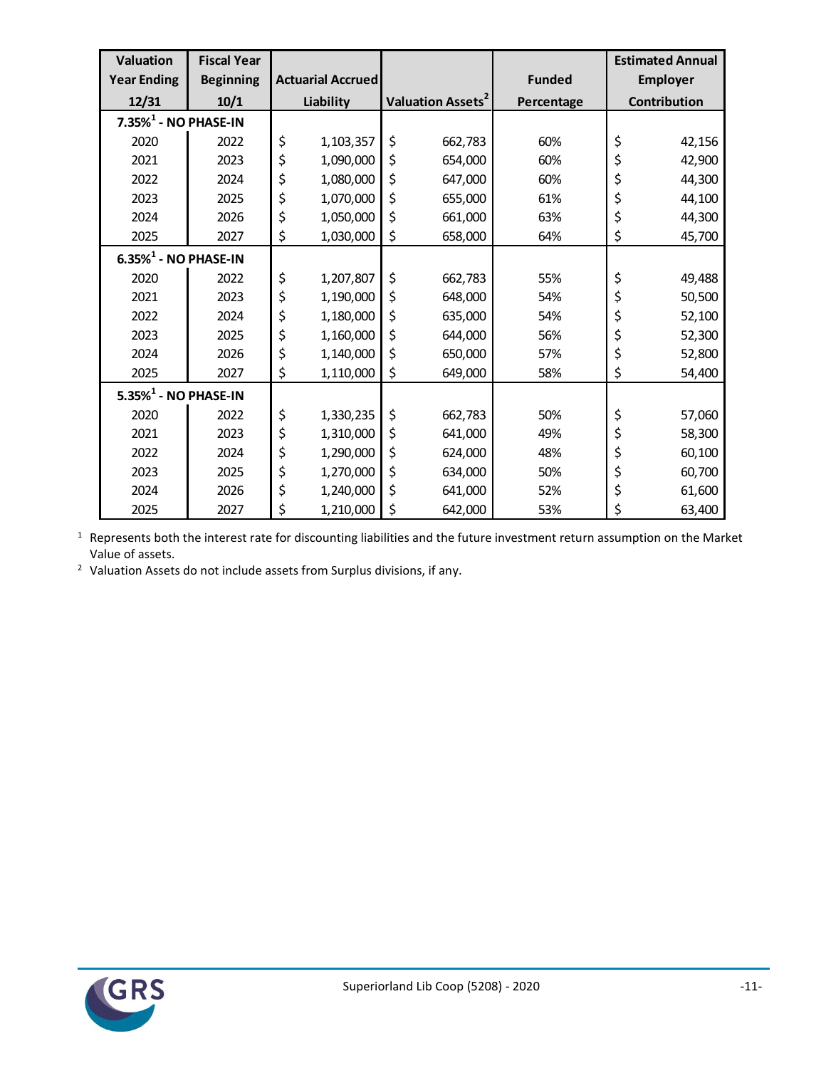| Valuation Year Ending 12/31 | Fiscal Year Beginning 10/1 | Actuarial Accrued Liability | Valuation Assets[2] | Funded Percentage | Estimated Annual Employer Contribution |
|---|---|---|---|---|---|
| **7.35%[1] - NO PHASE-IN** | | | | | |
| 2020 | 2022 | $ 1,103,357 | $ 662,783 | 60% | $ 42,156 |
| 2021 | 2023 | $ 1,090,000 | $ 654,000 | 60% | $ 42,900 |
| 2022 | 2024 | $ 1,080,000 | $ 647,000 | 60% | $ 44,300 |
| 2023 | 2025 | $ 1,070,000 | $ 655,000 | 61% | $ 44,100 |
| 2024 | 2026 | $ 1,050,000 | $ 661,000 | 63% | $ 44,300 |
| 2025 | 2027 | $ 1,030,000 | $ 658,000 | 64% | $ 45,700 |
| **6.35%[1] - NO PHASE-IN** | | | | | |
| 2020 | 2022 | $ 1,207,807 | $ 662,783 | 55% | $ 49,488 |
| 2021 | 2023 | $ 1,190,000 | $ 648,000 | 54% | $ 50,500 |
| 2022 | 2024 | $ 1,180,000 | $ 635,000 | 54% | $ 52,100 |
| 2023 | 2025 | $ 1,160,000 | $ 644,000 | 56% | $ 52,300 |
| 2024 | 2026 | $ 1,140,000 | $ 650,000 | 57% | $ 52,800 |
| 2025 | 2027 | $ 1,110,000 | $ 649,000 | 58% | $ 54,400 |
| **5.35%[1] - NO PHASE-IN** | | | | | |
| 2020 | 2022 | $ 1,330,235 | $ 662,783 | 50% | $ 57,060 |
| 2021 | 2023 | $ 1,310,000 | $ 641,000 | 49% | $ 58,300 |
| 2022 | 2024 | $ 1,290,000 | $ 624,000 | 48% | $ 60,100 |
| 2023 | 2025 | $ 1,270,000 | $ 634,000 | 50% | $ 60,700 |
| 2024 | 2026 | $ 1,240,000 | $ 641,000 | 52% | $ 61,600 |
| 2025 | 2027 | $ 1,210,000 | $ 642,000 | 53% | $ 63,400 |

[1] Represents both the interest rate for discounting liabilities and the future investment return assumption on the Market Value of assets.

[2] Valuation Assets do not include assets from Surplus divisions, if any.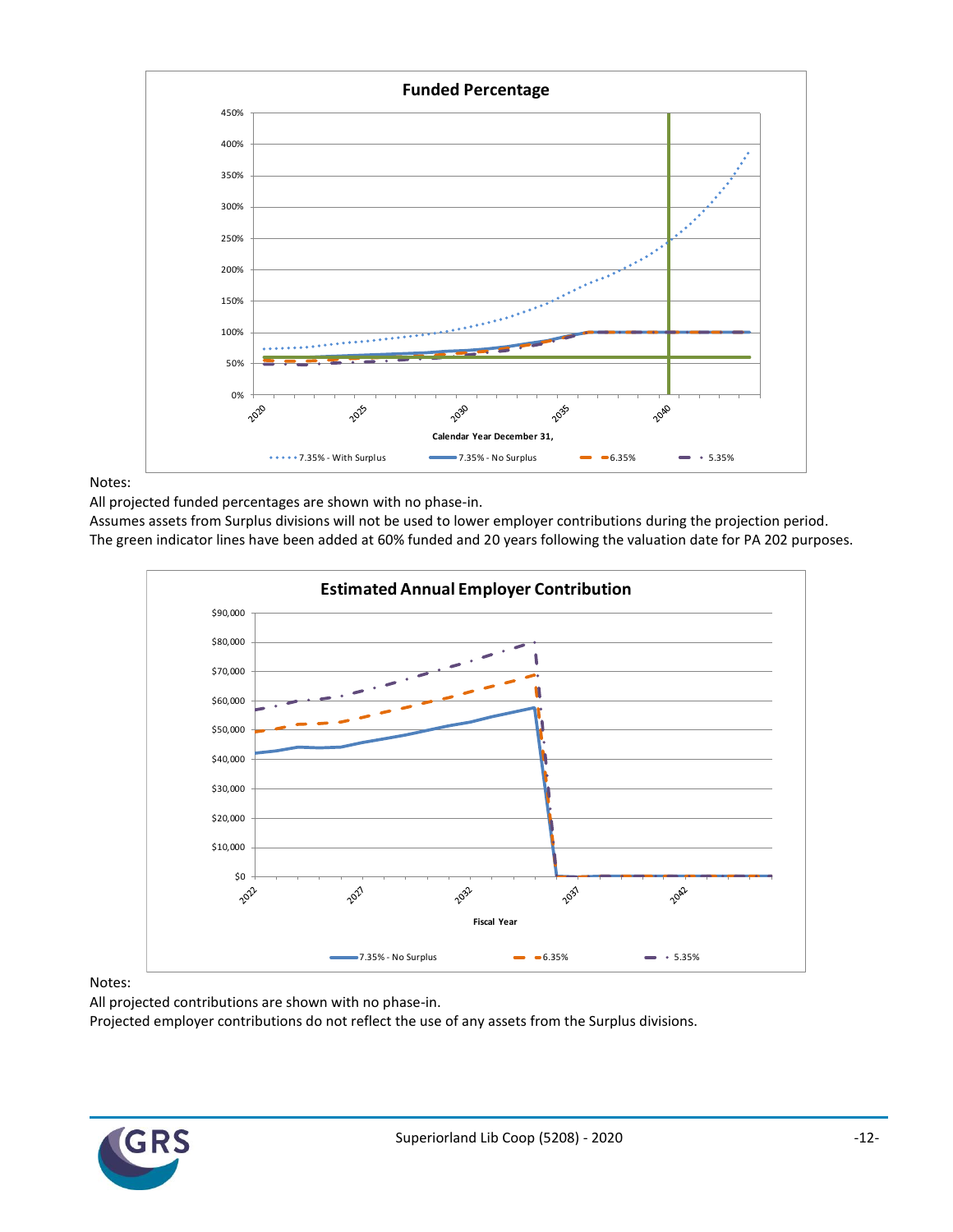**Funded Percentage**

Notes:

All projected funded percentages are shown with no phase-in.

Assumes assets from Surplus divisions will not be used to lower employer contributions during the projection period.

The green indicator lines have been added at 60% funded and 20 years following the valuation date for PA 202 purposes.

**Estimated Annual Employer Contribution**

Notes:

All projected contributions are shown with no phase-in.

Projected employer contributions do not reflect the use of any assets from the Surplus divisions.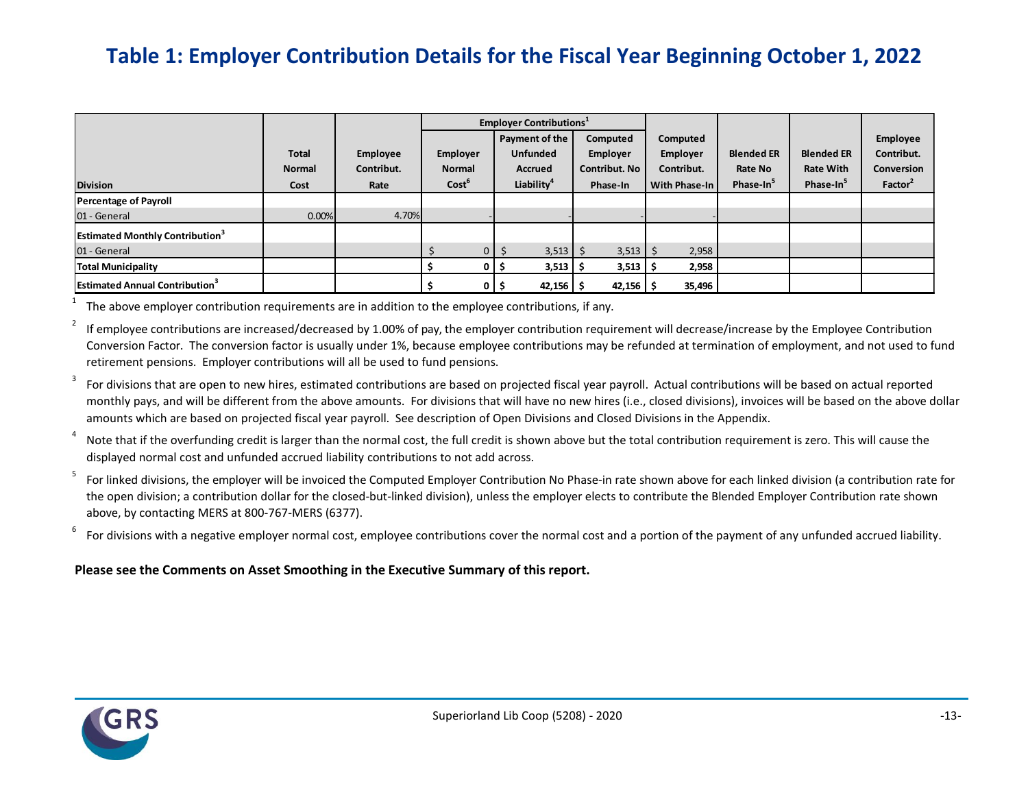# Table 1: Employer Contribution Details for the Fiscal Year Beginning October 1, 2022

| Division | Total Normal Cost | Employee Contribut. Rate | Employer Contributions[1] | | | Computed Employer Contribut. With Phase-In | Blended ER Rate No Phase-In[5] | Blended ER Rate With Phase-In[5] | Employee Contribut. Conversion Factor[2] |
|---|---|---|---|---|---|---|---|---|---|
| | | | Employer Normal Cost[6] | Payment of the Unfunded Accrued Liability[4] | Computed Employer Contribut. No Phase-In | | | | |
| **Percentage of Payroll** | | | | | | | | | |
| 01 - General | 0.00% | 4.70% | - | - | - | - | | | |
| **Estimated Monthly Contribution[3]** | | | | | | | | | |
| 01 - General | | | $ 0 | $ 3,513 | $ 3,513 | $ 2,958 | | | |
| **Total Municipality** | | | **$ 0** | **$ 3,513** | **$ 3,513** | **$ 2,958** | | | |
| **Estimated Annual Contribution[3]** | | | **$ 0** | **$ 42,156** | **$ 42,156** | **$ 35,496** | | | |

[1] The above employer contribution requirements are in addition to the employee contributions, if any.

[2] If employee contributions are increased/decreased by 1.00% of pay, the employer contribution requirement will decrease/increase by the Employee Contribution Conversion Factor. The conversion factor is usually under 1%, because employee contributions may be refunded at termination of employment, and not used to fund retirement pensions. Employer contributions will all be used to fund pensions.

[3] For divisions that are open to new hires, estimated contributions are based on projected fiscal year payroll. Actual contributions will be based on actual reported monthly pays, and will be different from the above amounts. For divisions that will have no new hires (i.e., closed divisions), invoices will be based on the above dollar amounts which are based on projected fiscal year payroll. See description of Open Divisions and Closed Divisions in the Appendix.

[4] Note that if the overfunding credit is larger than the normal cost, the full credit is shown above but the total contribution requirement is zero. This will cause the displayed normal cost and unfunded accrued liability contributions to not add across.

[5] For linked divisions, the employer will be invoiced the Computed Employer Contribution No Phase-in rate shown above for each linked division (a contribution rate for the open division; a contribution dollar for the closed-but-linked division), unless the employer elects to contribute the Blended Employer Contribution rate shown above, by contacting MERS at 800-767-MERS (6377).

[6] For divisions with a negative employer normal cost, employee contributions cover the normal cost and a portion of the payment of any unfunded accrued liability.

**Please see the Comments on Asset Smoothing in the Executive Summary of this report.**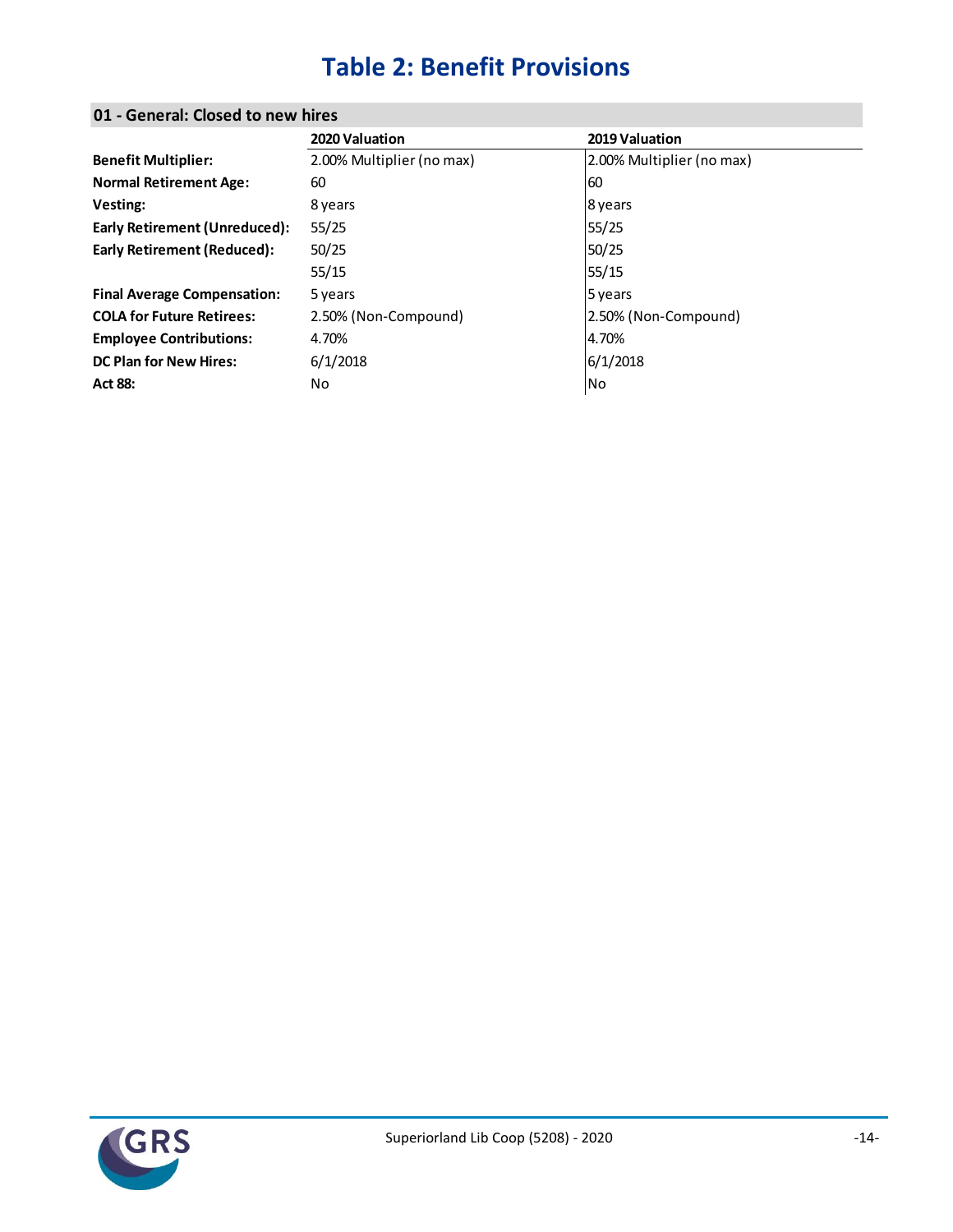# Table 2: Benefit Provisions

## 01 - General: Closed to new hires

| | 2020 Valuation | 2019 Valuation |
|---|---|---|
| **Benefit Multiplier:** | 2.00% Multiplier (no max) | 2.00% Multiplier (no max) |
| **Normal Retirement Age:** | 60 | 60 |
| **Vesting:** | 8 years | 8 years |
| **Early Retirement (Unreduced):** | 55/25 | 55/25 |
| **Early Retirement (Reduced):** | 50/25 | 50/25 |
| | 55/15 | 55/15 |
| **Final Average Compensation:** | 5 years | 5 years |
| **COLA for Future Retirees:** | 2.50% (Non-Compound) | 2.50% (Non-Compound) |
| **Employee Contributions:** | 4.70% | 4.70% |
| **DC Plan for New Hires:** | 6/1/2018 | 6/1/2018 |
| **Act 88:** | No | No |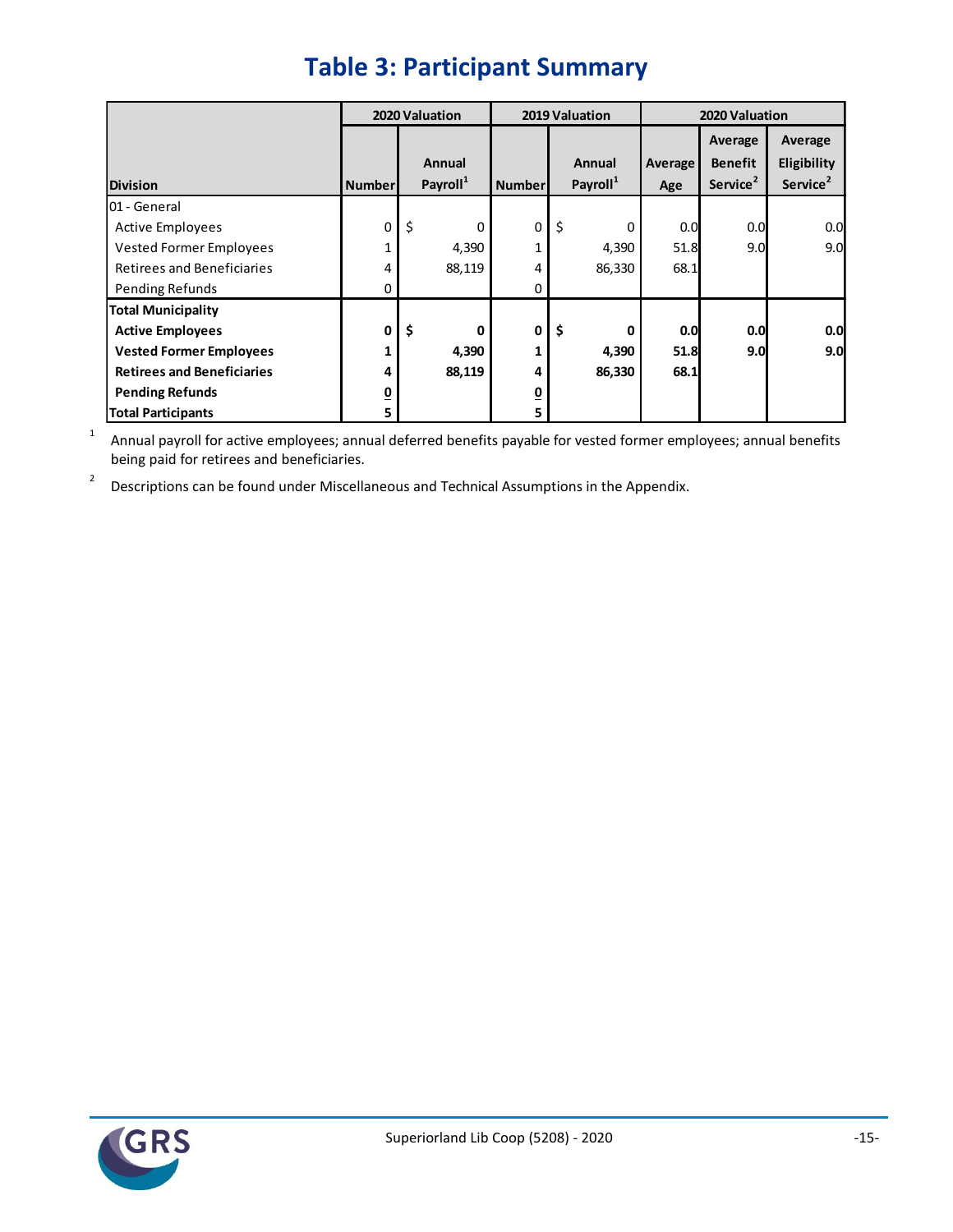# Table 3: Participant Summary

| Division | 2020 Valuation | | 2019 Valuation | | 2020 Valuation | | |
|---|---|---|---|---|---|---|---|
| | Number | Annual Payroll[1] | Number | Annual Payroll[1] | Average Age | Average Benefit Service[2] | Average Eligibility Service[2] |
| 01 - General | | | | | | | |
| Active Employees | 0 | $ 0 | 0 | $ 0 | 0.0 | 0.0 | 0.0 |
| Vested Former Employees | 1 | 4,390 | 1 | 4,390 | 51.8 | 9.0 | 9.0 |
| Retirees and Beneficiaries | 4 | 88,119 | 4 | 86,330 | 68.1 | | |
| Pending Refunds | 0 | | 0 | | | | |
| **Total Municipality** | | | | | | | |
| **Active Employees** | **0** | **$ 0** | **0** | **$ 0** | **0.0** | **0.0** | **0.0** |
| **Vested Former Employees** | **1** | **4,390** | **1** | **4,390** | **51.8** | **9.0** | **9.0** |
| **Retirees and Beneficiaries** | **4** | **88,119** | **4** | **86,330** | **68.1** | | |
| **Pending Refunds** | **0** | | **0** | | | | |
| **Total Participants** | **5** | | **5** | | | | |

[1] Annual payroll for active employees; annual deferred benefits payable for vested former employees; annual benefits being paid for retirees and beneficiaries.

[2] Descriptions can be found under Miscellaneous and Technical Assumptions in the Appendix.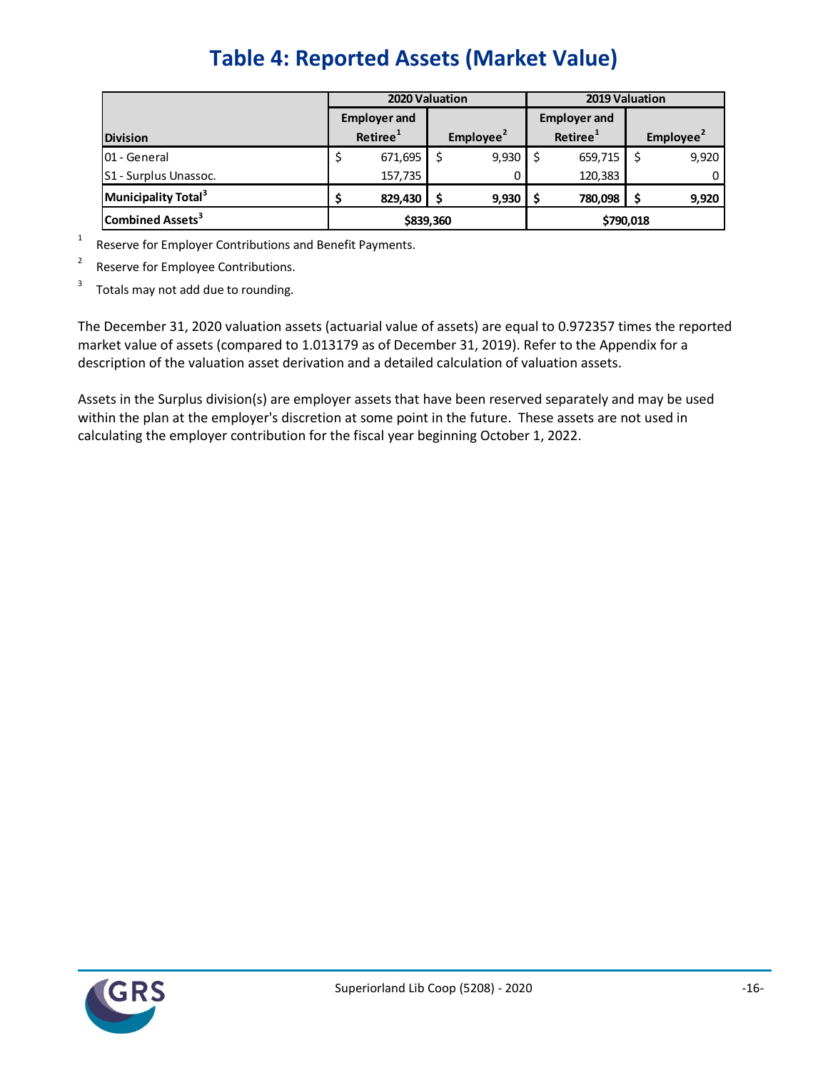# Table 4: Reported Assets (Market Value)

| Division | 2020 Valuation | | 2019 Valuation | |
|---|---|---|---|---|
| | Employer and Retiree[1] | Employee[2] | Employer and Retiree[1] | Employee[2] |
| 01 - General | $ 671,695 | $ 9,930 | $ 659,715 | $ 9,920 |
| S1 - Surplus Unassoc. | 157,735 | 0 | 120,383 | 0 |
| **Municipality Total[3]** | **$ 829,430** | **$ 9,930** | **$ 780,098** | **$ 9,920** |
| **Combined Assets[3]** | **$839,360** | | **$790,018** | |

[1] Reserve for Employer Contributions and Benefit Payments.

[2] Reserve for Employee Contributions.

[3] Totals may not add due to rounding.

The December 31, 2020 valuation assets (actuarial value of assets) are equal to 0.972357 times the reported market value of assets (compared to 1.013179 as of December 31, 2019). Refer to the Appendix for a description of the valuation asset derivation and a detailed calculation of valuation assets.

Assets in the Surplus division(s) are employer assets that have been reserved separately and may be used within the plan at the employer's discretion at some point in the future. These assets are not used in calculating the employer contribution for the fiscal year beginning October 1, 2022.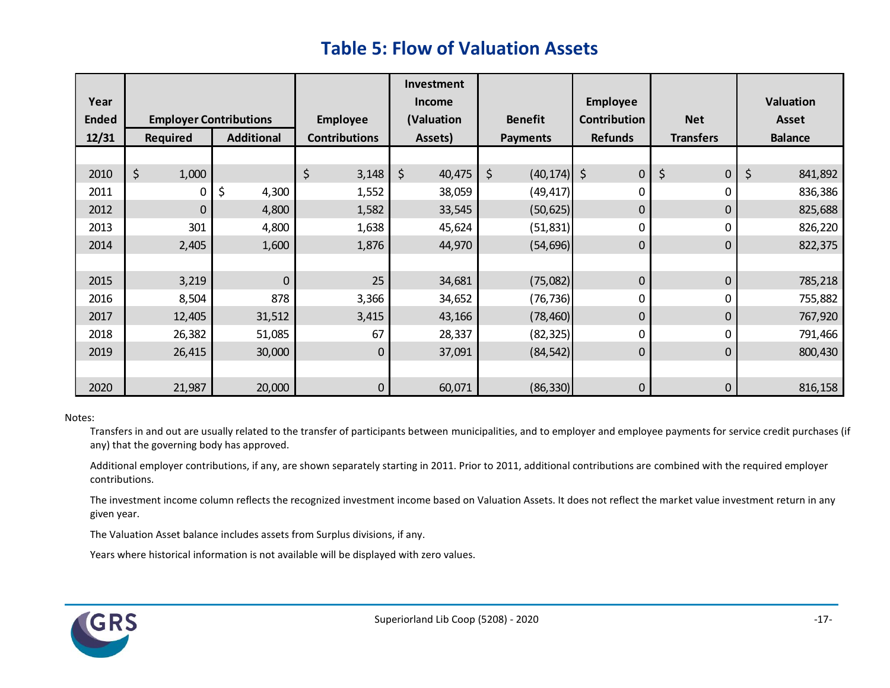## Table 5: Flow of Valuation Assets

| Year Ended 12/31 | Employer Contributions | | Employee Contributions | Investment Income (Valuation Assets) | Benefit Payments | Employee Contribution Refunds | Net Transfers | Valuation Asset Balance |
|---|---|---|---|---|---|---|---|---|
| | Required | Additional | | | | | | |
| 2010 | $ 1,000 | | $ 3,148 | $ 40,475 | $ (40,174) | $ 0 | $ 0 | $ 841,892 |
| 2011 | 0 | $ 4,300 | 1,552 | 38,059 | (49,417) | 0 | 0 | 836,386 |
| 2012 | 0 | 4,800 | 1,582 | 33,545 | (50,625) | 0 | 0 | 825,688 |
| 2013 | 301 | 4,800 | 1,638 | 45,624 | (51,831) | 0 | 0 | 826,220 |
| 2014 | 2,405 | 1,600 | 1,876 | 44,970 | (54,696) | 0 | 0 | 822,375 |
| 2015 | 3,219 | 0 | 25 | 34,681 | (75,082) | 0 | 0 | 785,218 |
| 2016 | 8,504 | 878 | 3,366 | 34,652 | (76,736) | 0 | 0 | 755,882 |
| 2017 | 12,405 | 31,512 | 3,415 | 43,166 | (78,460) | 0 | 0 | 767,920 |
| 2018 | 26,382 | 51,085 | 67 | 28,337 | (82,325) | 0 | 0 | 791,466 |
| 2019 | 26,415 | 30,000 | 0 | 37,091 | (84,542) | 0 | 0 | 800,430 |
| 2020 | 21,987 | 20,000 | 0 | 60,071 | (86,330) | 0 | 0 | 816,158 |

Notes:

Transfers in and out are usually related to the transfer of participants between municipalities, and to employer and employee payments for service credit purchases (if any) that the governing body has approved.

Additional employer contributions, if any, are shown separately starting in 2011. Prior to 2011, additional contributions are combined with the required employer contributions.

The investment income column reflects the recognized investment income based on Valuation Assets. It does not reflect the market value investment return in any given year.

The Valuation Asset balance includes assets from Surplus divisions, if any.

Years where historical information is not available will be displayed with zero values.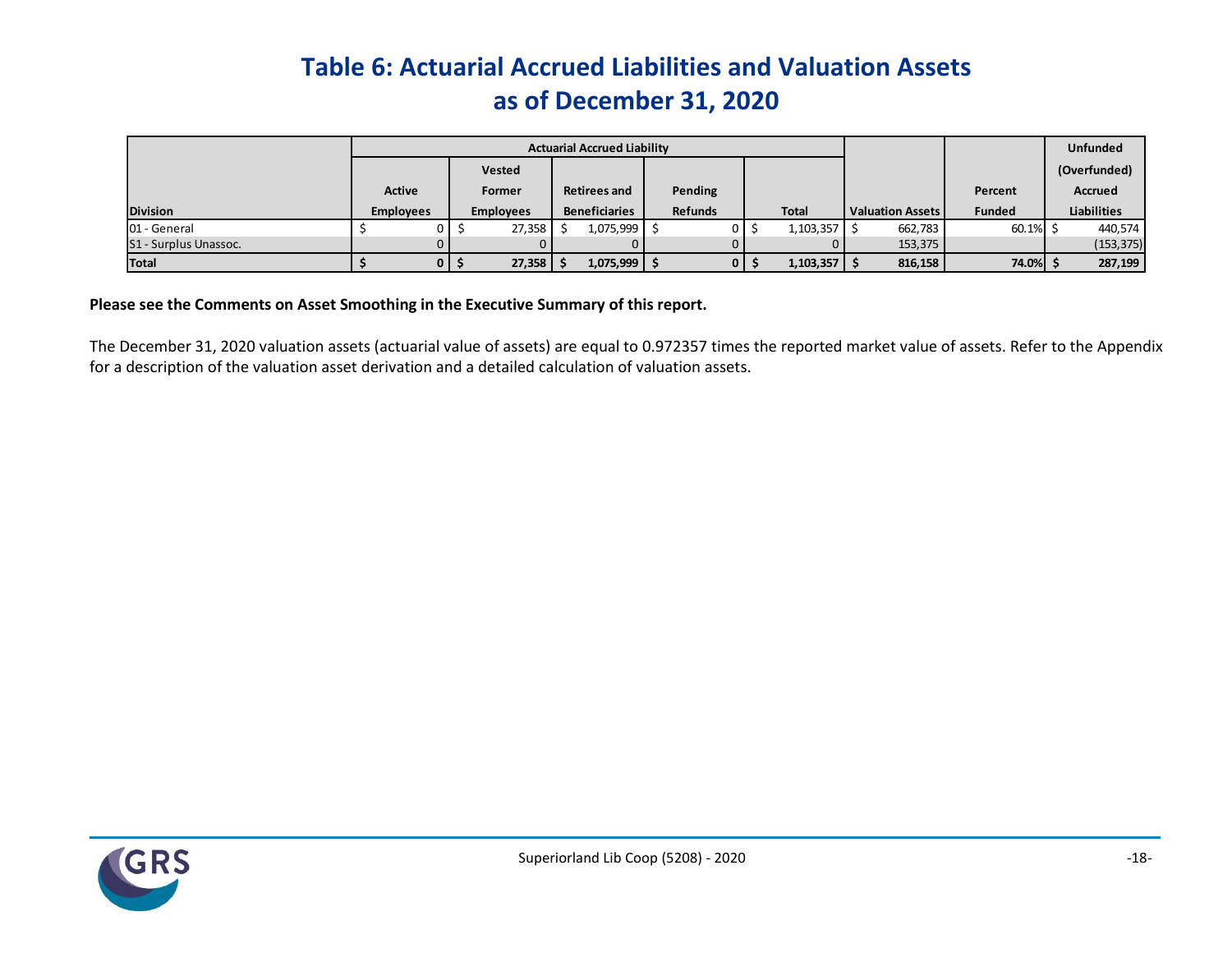# Table 6: Actuarial Accrued Liabilities and Valuation Assets as of December 31, 2020

| Division | Actuarial Accrued Liability | | | | | Valuation Assets | Percent Funded | Unfunded (Overfunded) Accrued Liabilities |
|---|---|---|---|---|---|---|---|---|
| | Active Employees | Vested Former Employees | Retirees and Beneficiaries | Pending Refunds | Total | | | |
| 01 - General | $ 0 | $ 27,358 | $ 1,075,999 | $ 0 | $ 1,103,357 | $ 662,783 | 60.1% | $ 440,574 |
| S1 - Surplus Unassoc. | 0 | 0 | 0 | 0 | 0 | 153,375 | | (153,375) |
| **Total** | **$ 0** | **$ 27,358** | **$ 1,075,999** | **$ 0** | **$ 1,103,357** | **$ 816,158** | **74.0%** | **$ 287,199** |

**Please see the Comments on Asset Smoothing in the Executive Summary of this report.**

The December 31, 2020 valuation assets (actuarial value of assets) are equal to 0.972357 times the reported market value of assets. Refer to the Appendix for a description of the valuation asset derivation and a detailed calculation of valuation assets.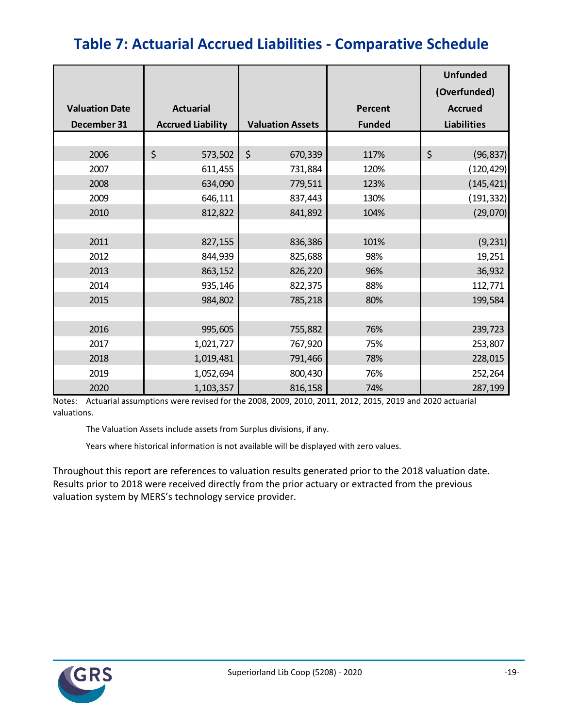# Table 7: Actuarial Accrued Liabilities - Comparative Schedule

| Valuation Date December 31 | Actuarial Accrued Liability | Valuation Assets | Percent Funded | Unfunded (Overfunded) Accrued Liabilities |
|---|---|---|---|---|
| 2006 | $ 573,502 | $ 670,339 | 117% | $ (96,837) |
| 2007 | 611,455 | 731,884 | 120% | (120,429) |
| 2008 | 634,090 | 779,511 | 123% | (145,421) |
| 2009 | 646,111 | 837,443 | 130% | (191,332) |
| 2010 | 812,822 | 841,892 | 104% | (29,070) |
| | | | | |
| 2011 | 827,155 | 836,386 | 101% | (9,231) |
| 2012 | 844,939 | 825,688 | 98% | 19,251 |
| 2013 | 863,152 | 826,220 | 96% | 36,932 |
| 2014 | 935,146 | 822,375 | 88% | 112,771 |
| 2015 | 984,802 | 785,218 | 80% | 199,584 |
| | | | | |
| 2016 | 995,605 | 755,882 | 76% | 239,723 |
| 2017 | 1,021,727 | 767,920 | 75% | 253,807 |
| 2018 | 1,019,481 | 791,466 | 78% | 228,015 |
| 2019 | 1,052,694 | 800,430 | 76% | 252,264 |
| 2020 | 1,103,357 | 816,158 | 74% | 287,199 |

Notes: Actuarial assumptions were revised for the 2008, 2009, 2010, 2011, 2012, 2015, 2019 and 2020 actuarial valuations.

The Valuation Assets include assets from Surplus divisions, if any.

Years where historical information is not available will be displayed with zero values.

Throughout this report are references to valuation results generated prior to the 2018 valuation date. Results prior to 2018 were received directly from the prior actuary or extracted from the previous valuation system by MERS's technology service provider.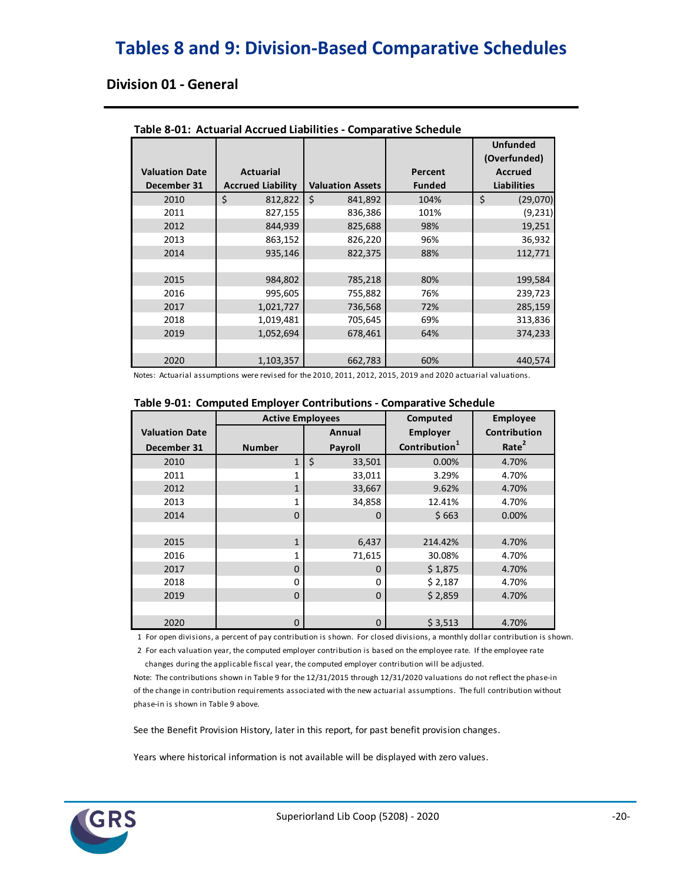# Tables 8 and 9: Division-Based Comparative Schedules

## Division 01 - General

### Table 8-01: Actuarial Accrued Liabilities - Comparative Schedule

| Valuation Date December 31 | Actuarial Accrued Liability | Valuation Assets | Percent Funded | Unfunded (Overfunded) Accrued Liabilities |
|---|---|---|---|---|
| 2010 | $ 812,822 | $ 841,892 | 104% | $ (29,070) |
| 2011 | 827,155 | 836,386 | 101% | (9,231) |
| 2012 | 844,939 | 825,688 | 98% | 19,251 |
| 2013 | 863,152 | 826,220 | 96% | 36,932 |
| 2014 | 935,146 | 822,375 | 88% | 112,771 |
| | | | | |
| 2015 | 984,802 | 785,218 | 80% | 199,584 |
| 2016 | 995,605 | 755,882 | 76% | 239,723 |
| 2017 | 1,021,727 | 736,568 | 72% | 285,159 |
| 2018 | 1,019,481 | 705,645 | 69% | 313,836 |
| 2019 | 1,052,694 | 678,461 | 64% | 374,233 |
| | | | | |
| 2020 | 1,103,357 | 662,783 | 60% | 440,574 |

Notes: Actuarial assumptions were revised for the 2010, 2011, 2012, 2015, 2019 and 2020 actuarial valuations.

### Table 9-01: Computed Employer Contributions - Comparative Schedule

| Valuation Date | Active Employees | | Computed Employer | Employee Contribution |
|---|---|---|---|---|
| December 31 | Number | Annual Payroll | Contribution[1] | Rate[2] |
| 2010 | 1 | $ 33,501 | 0.00% | 4.70% |
| 2011 | 1 | 33,011 | 3.29% | 4.70% |
| 2012 | 1 | 33,667 | 9.62% | 4.70% |
| 2013 | 1 | 34,858 | 12.41% | 4.70% |
| 2014 | 0 | 0 | $ 663 | 0.00% |
| | | | | |
| 2015 | 1 | 6,437 | 214.42% | 4.70% |
| 2016 | 1 | 71,615 | 30.08% | 4.70% |
| 2017 | 0 | 0 | $ 1,875 | 4.70% |
| 2018 | 0 | 0 | $ 2,187 | 4.70% |
| 2019 | 0 | 0 | $ 2,859 | 4.70% |
| | | | | |
| 2020 | 0 | 0 | $ 3,513 | 4.70% |

1 For open divisions, a percent of pay contribution is shown. For closed divisions, a monthly dollar contribution is shown.

2 For each valuation year, the computed employer contribution is based on the employee rate. If the employee rate changes during the applicable fiscal year, the computed employer contribution will be adjusted.

Note: The contributions shown in Table 9 for the 12/31/2015 through 12/31/2020 valuations do not reflect the phase-in of the change in contribution requirements associated with the new actuarial assumptions. The full contribution without phase-in is shown in Table 9 above.

See the Benefit Provision History, later in this report, for past benefit provision changes.

Years where historical information is not available will be displayed with zero values.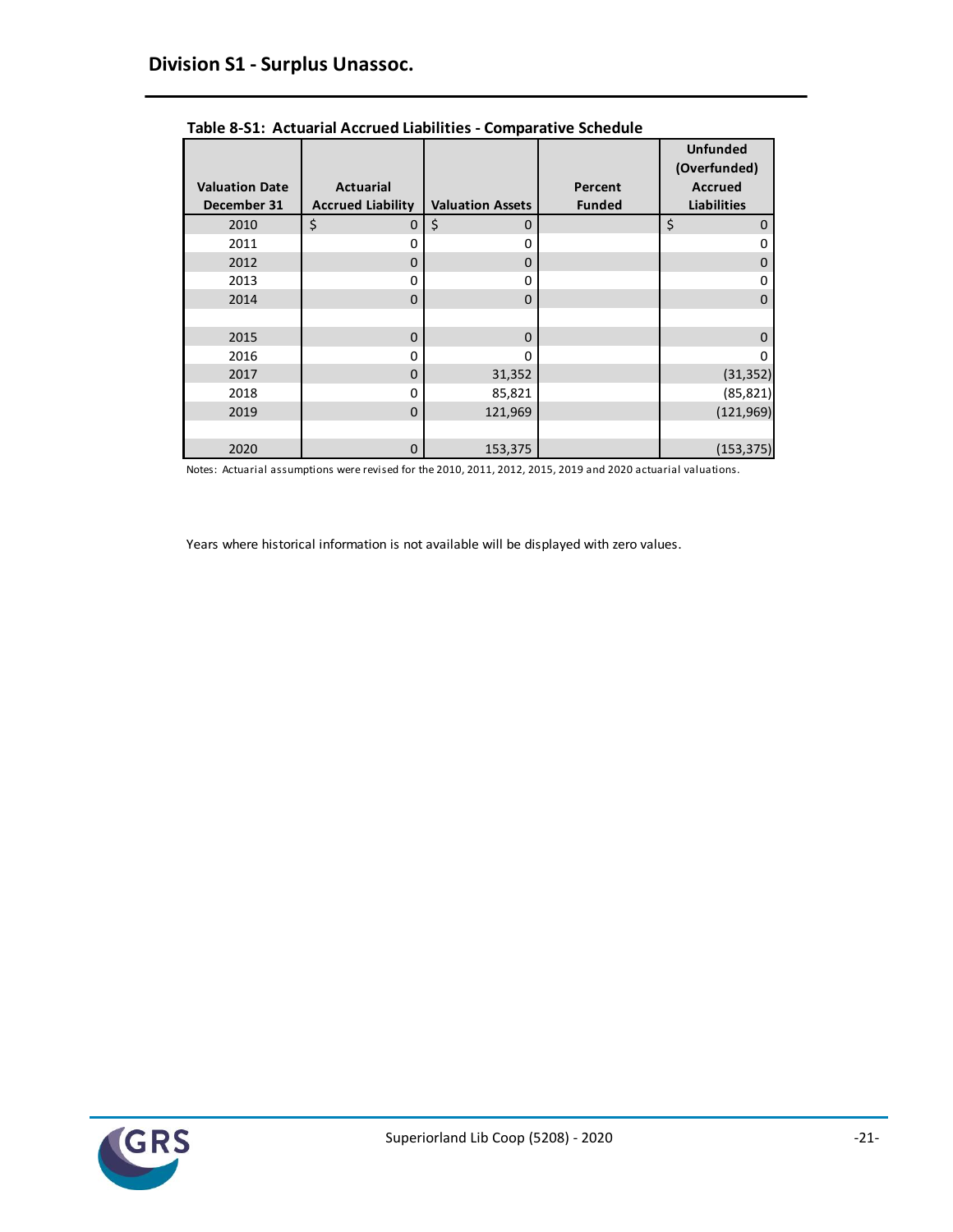## Division S1 - Surplus Unassoc.

**Table 8-S1: Actuarial Accrued Liabilities - Comparative Schedule**

| Valuation Date December 31 | Actuarial Accrued Liability | Valuation Assets | Percent Funded | Unfunded (Overfunded) Accrued Liabilities |
|---|---|---|---|---|
| 2010 | $ 0 | $ 0 | | $ 0 |
| 2011 | 0 | 0 | | 0 |
| 2012 | 0 | 0 | | 0 |
| 2013 | 0 | 0 | | 0 |
| 2014 | 0 | 0 | | 0 |
| | | | | |
| 2015 | 0 | 0 | | 0 |
| 2016 | 0 | 0 | | 0 |
| 2017 | 0 | 31,352 | | (31,352) |
| 2018 | 0 | 85,821 | | (85,821) |
| 2019 | 0 | 121,969 | | (121,969) |
| | | | | |
| 2020 | 0 | 153,375 | | (153,375) |

Notes: Actuarial assumptions were revised for the 2010, 2011, 2012, 2015, 2019 and 2020 actuarial valuations.

Years where historical information is not available will be displayed with zero values.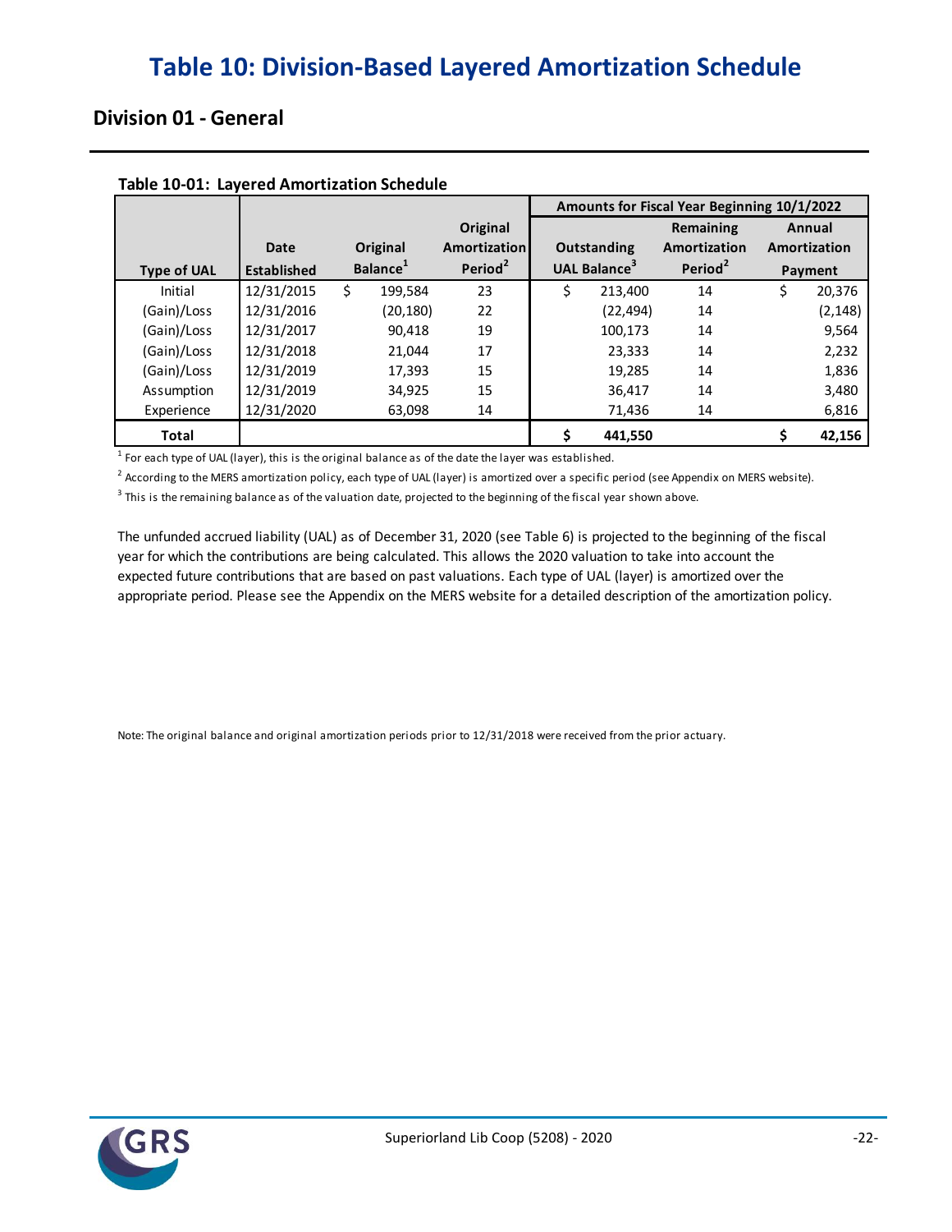# Table 10: Division-Based Layered Amortization Schedule

## Division 01 - General

**Table 10-01: Layered Amortization Schedule**

| | | | | Amounts for Fiscal Year Beginning 10/1/2022 | | |
|---|---|---|---|---|---|---|
| Type of UAL | Date Established | Original Balance[1] | Original Amortization Period[2] | Outstanding UAL Balance[3] | Remaining Amortization Period[2] | Annual Amortization Payment |
| Initial | 12/31/2015 | $ 199,584 | 23 | $ 213,400 | 14 | $ 20,376 |
| (Gain)/Loss | 12/31/2016 | (20,180) | 22 | (22,494) | 14 | (2,148) |
| (Gain)/Loss | 12/31/2017 | 90,418 | 19 | 100,173 | 14 | 9,564 |
| (Gain)/Loss | 12/31/2018 | 21,044 | 17 | 23,333 | 14 | 2,232 |
| (Gain)/Loss | 12/31/2019 | 17,393 | 15 | 19,285 | 14 | 1,836 |
| Assumption | 12/31/2019 | 34,925 | 15 | 36,417 | 14 | 3,480 |
| Experience | 12/31/2020 | 63,098 | 14 | 71,436 | 14 | 6,816 |
| **Total** | | | | **$ 441,550** | | **$ 42,156** |

[1] For each type of UAL (layer), this is the original balance as of the date the layer was established.

[2] According to the MERS amortization policy, each type of UAL (layer) is amortized over a specific period (see Appendix on MERS website).

[3] This is the remaining balance as of the valuation date, projected to the beginning of the fiscal year shown above.

The unfunded accrued liability (UAL) as of December 31, 2020 (see Table 6) is projected to the beginning of the fiscal year for which the contributions are being calculated. This allows the 2020 valuation to take into account the expected future contributions that are based on past valuations. Each type of UAL (layer) is amortized over the appropriate period. Please see the Appendix on the MERS website for a detailed description of the amortization policy.

Note: The original balance and original amortization periods prior to 12/31/2018 were received from the prior actuary.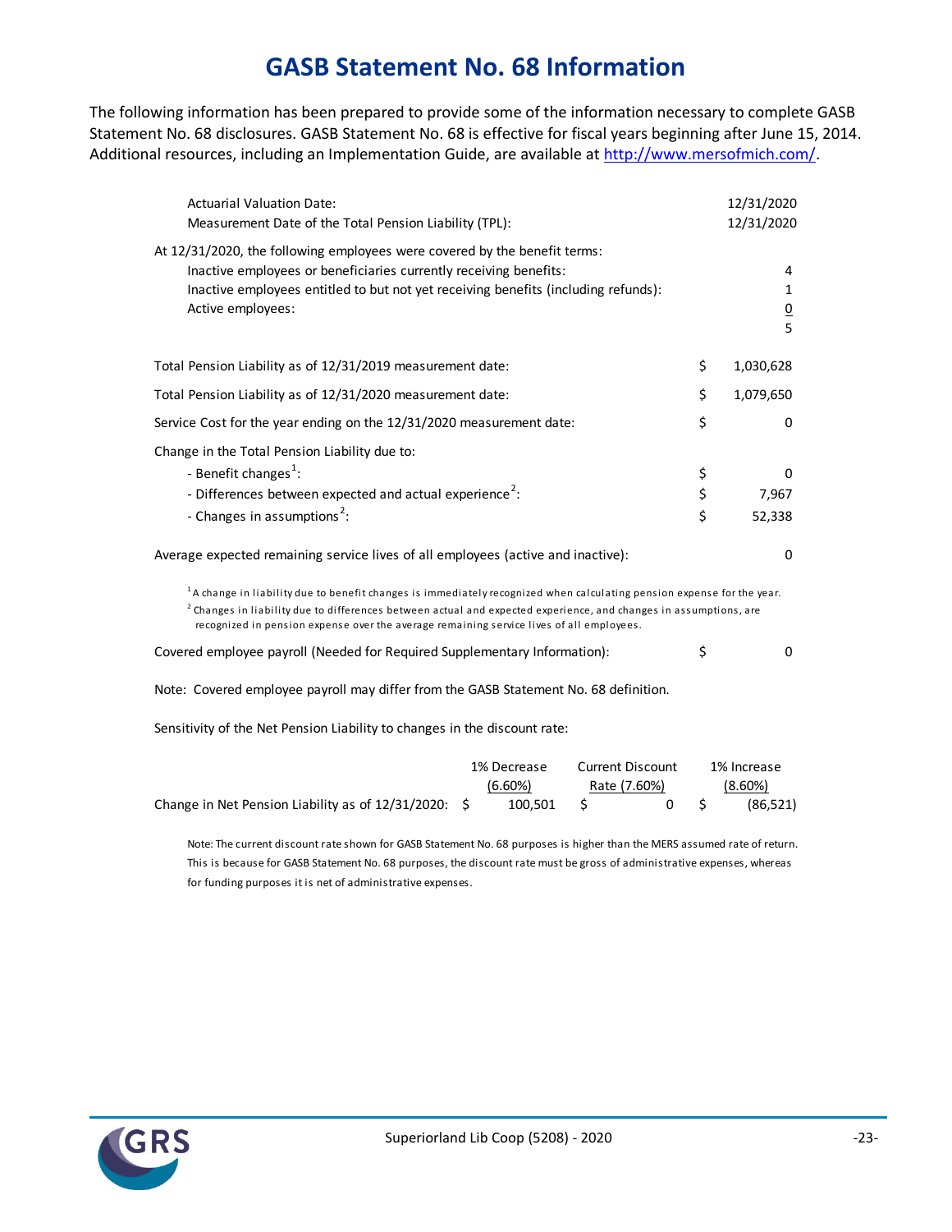# GASB Statement No. 68 Information

The following information has been prepared to provide some of the information necessary to complete GASB Statement No. 68 disclosures. GASB Statement No. 68 is effective for fiscal years beginning after June 15, 2014. Additional resources, including an Implementation Guide, are available at http://www.mersofmich.com/.

| | |
|---|---|
| Actuarial Valuation Date: | 12/31/2020 |
| Measurement Date of the Total Pension Liability (TPL): | 12/31/2020 |

At 12/31/2020, the following employees were covered by the benefit terms:

| | |
|---|---|
| Inactive employees or beneficiaries currently receiving benefits: | 4 |
| Inactive employees entitled to but not yet receiving benefits (including refunds): | 1 |
| Active employees: | 0 |
| | 5 |

| | | |
|---|---|---|
| Total Pension Liability as of 12/31/2019 measurement date: | $ | 1,030,628 |
| Total Pension Liability as of 12/31/2020 measurement date: | $ | 1,079,650 |
| Service Cost for the year ending on the 12/31/2020 measurement date: | $ | 0 |
| Change in the Total Pension Liability due to: | | |
| - Benefit changes[1]: | $ | 0 |
| - Differences between expected and actual experience[2]: | $ | 7,967 |
| - Changes in assumptions[2]: | $ | 52,338 |
| Average expected remaining service lives of all employees (active and inactive): | | 0 |

[1] A change in liability due to benefit changes is immediately recognized when calculating pension expense for the year.
[2] Changes in liability due to differences between actual and expected experience, and changes in assumptions, are recognized in pension expense over the average remaining service lives of all employees.

| | | |
|---|---|---|
| Covered employee payroll (Needed for Required Supplementary Information): | $ | 0 |

Note: Covered employee payroll may differ from the GASB Statement No. 68 definition.

Sensitivity of the Net Pension Liability to changes in the discount rate:

| | 1% Decrease (6.60%) | Current Discount Rate (7.60%) | 1% Increase (8.60%) |
|---|---|---|---|
| Change in Net Pension Liability as of 12/31/2020: | $ 100,501 | $ 0 | $ (86,521) |

Note: The current discount rate shown for GASB Statement No. 68 purposes is higher than the MERS assumed rate of return. This is because for GASB Statement No. 68 purposes, the discount rate must be gross of administrative expenses, whereas for funding purposes it is net of administrative expenses.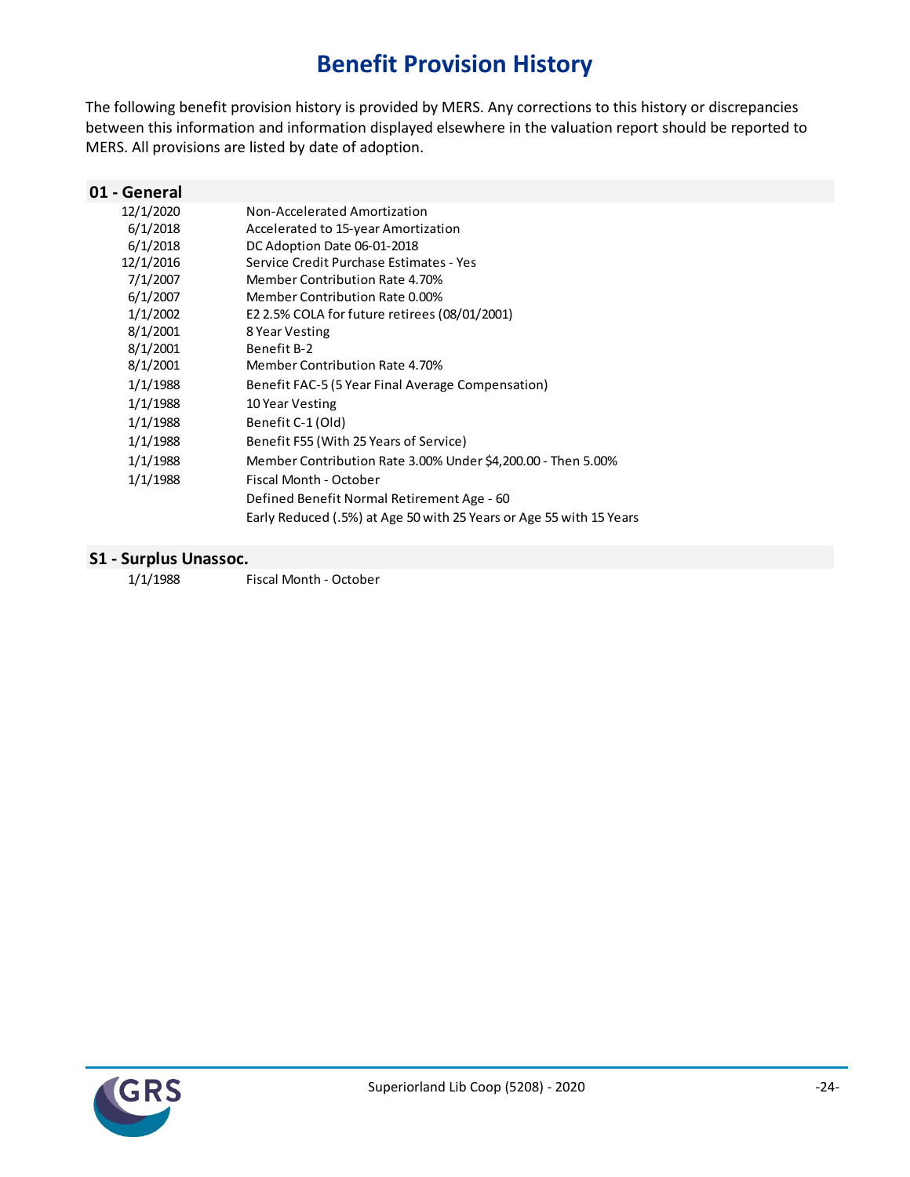# Benefit Provision History

The following benefit provision history is provided by MERS. Any corrections to this history or discrepancies between this information and information displayed elsewhere in the valuation report should be reported to MERS. All provisions are listed by date of adoption.

## 01 - General

| | |
|---|---|
| 12/1/2020 | Non-Accelerated Amortization |
| 6/1/2018 | Accelerated to 15-year Amortization |
| 6/1/2018 | DC Adoption Date 06-01-2018 |
| 12/1/2016 | Service Credit Purchase Estimates - Yes |
| 7/1/2007 | Member Contribution Rate 4.70% |
| 6/1/2007 | Member Contribution Rate 0.00% |
| 1/1/2002 | E2 2.5% COLA for future retirees (08/01/2001) |
| 8/1/2001 | 8 Year Vesting |
| 8/1/2001 | Benefit B-2 |
| 8/1/2001 | Member Contribution Rate 4.70% |
| 1/1/1988 | Benefit FAC-5 (5 Year Final Average Compensation) |
| 1/1/1988 | 10 Year Vesting |
| 1/1/1988 | Benefit C-1 (Old) |
| 1/1/1988 | Benefit F55 (With 25 Years of Service) |
| 1/1/1988 | Member Contribution Rate 3.00% Under $4,200.00 - Then 5.00% |
| 1/1/1988 | Fiscal Month - October |
| | Defined Benefit Normal Retirement Age - 60 |
| | Early Reduced (.5%) at Age 50 with 25 Years or Age 55 with 15 Years |

## S1 - Surplus Unassoc.

| | |
|---|---|
| 1/1/1988 | Fiscal Month - October |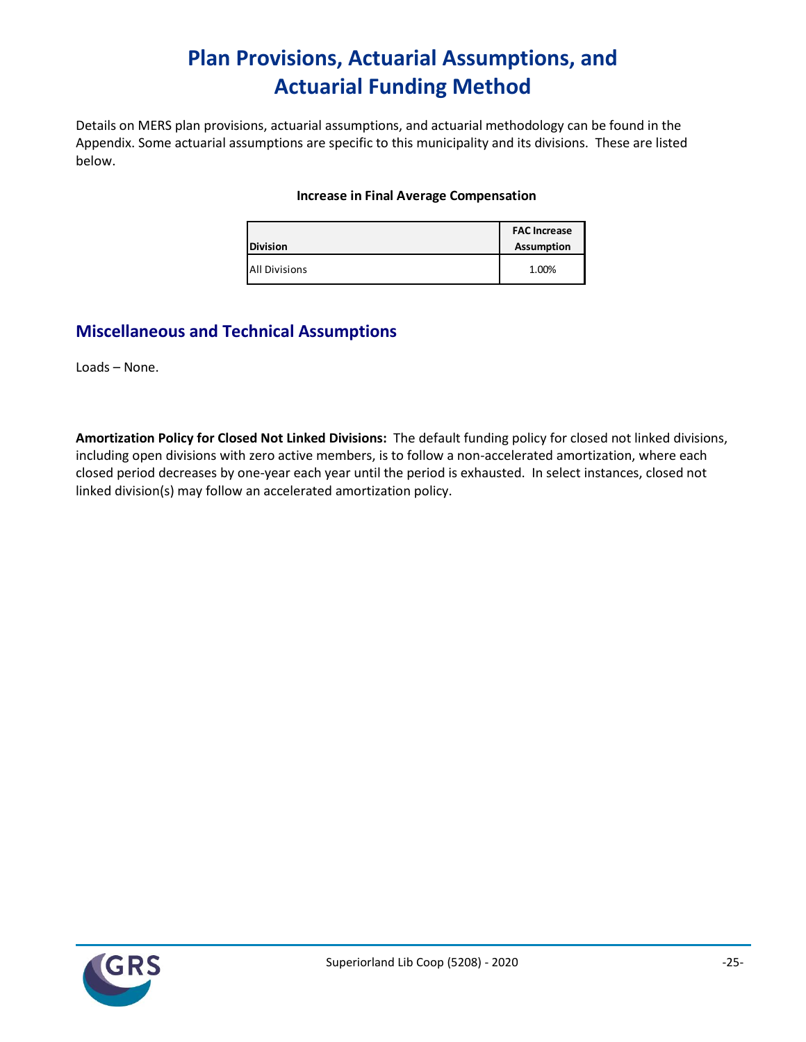# Plan Provisions, Actuarial Assumptions, and Actuarial Funding Method

Details on MERS plan provisions, actuarial assumptions, and actuarial methodology can be found in the Appendix. Some actuarial assumptions are specific to this municipality and its divisions. These are listed below.

**Increase in Final Average Compensation**

| Division | FAC Increase Assumption |
|---|---|
| All Divisions | 1.00% |

## Miscellaneous and Technical Assumptions

Loads – None.

**Amortization Policy for Closed Not Linked Divisions:** The default funding policy for closed not linked divisions, including open divisions with zero active members, is to follow a non-accelerated amortization, where each closed period decreases by one-year each year until the period is exhausted. In select instances, closed not linked division(s) may follow an accelerated amortization policy.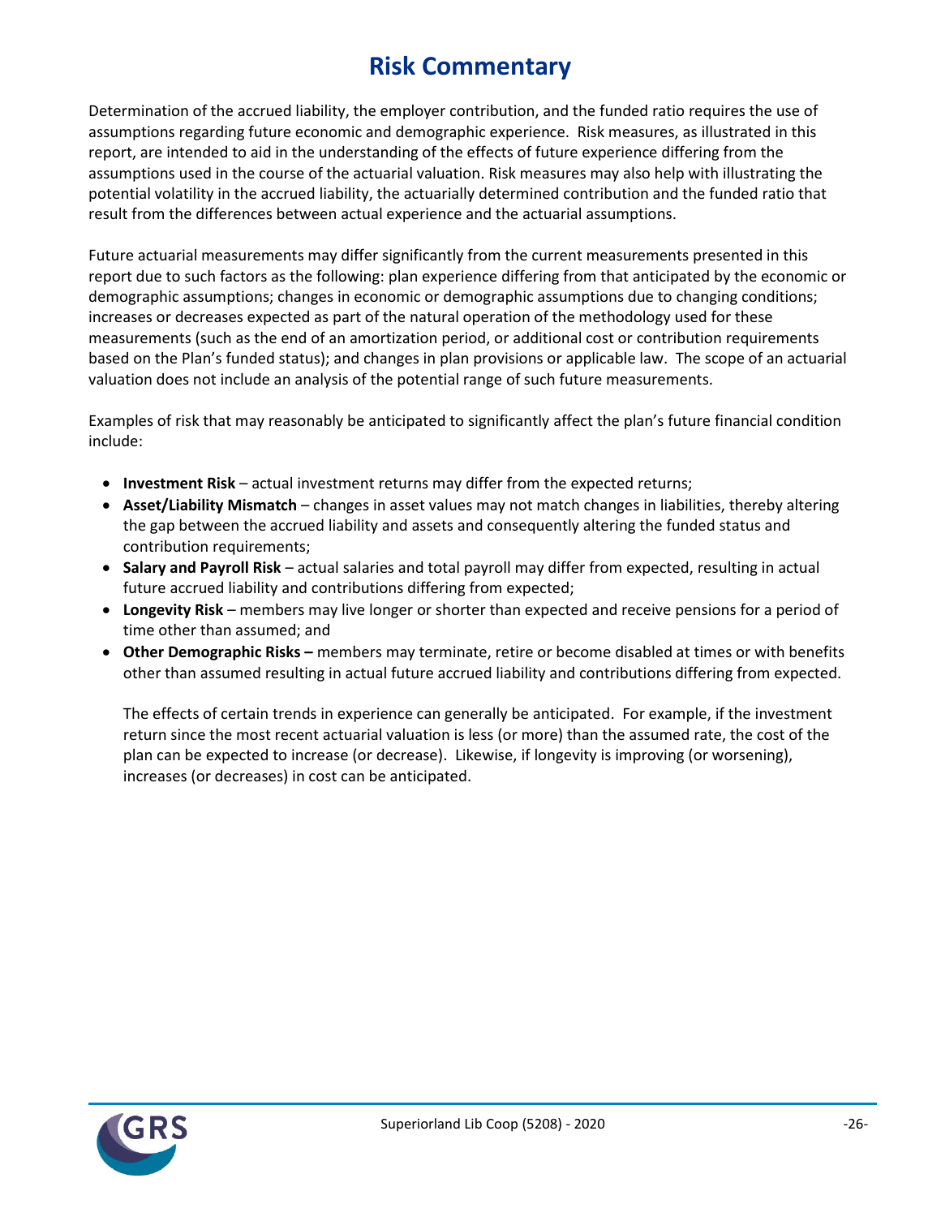# Risk Commentary

Determination of the accrued liability, the employer contribution, and the funded ratio requires the use of assumptions regarding future economic and demographic experience. Risk measures, as illustrated in this report, are intended to aid in the understanding of the effects of future experience differing from the assumptions used in the course of the actuarial valuation. Risk measures may also help with illustrating the potential volatility in the accrued liability, the actuarially determined contribution and the funded ratio that result from the differences between actual experience and the actuarial assumptions.

Future actuarial measurements may differ significantly from the current measurements presented in this report due to such factors as the following: plan experience differing from that anticipated by the economic or demographic assumptions; changes in economic or demographic assumptions due to changing conditions; increases or decreases expected as part of the natural operation of the methodology used for these measurements (such as the end of an amortization period, or additional cost or contribution requirements based on the Plan's funded status); and changes in plan provisions or applicable law. The scope of an actuarial valuation does not include an analysis of the potential range of such future measurements.

Examples of risk that may reasonably be anticipated to significantly affect the plan's future financial condition include:

- **Investment Risk** – actual investment returns may differ from the expected returns;
- **Asset/Liability Mismatch** – changes in asset values may not match changes in liabilities, thereby altering the gap between the accrued liability and assets and consequently altering the funded status and contribution requirements;
- **Salary and Payroll Risk** – actual salaries and total payroll may differ from expected, resulting in actual future accrued liability and contributions differing from expected;
- **Longevity Risk** – members may live longer or shorter than expected and receive pensions for a period of time other than assumed; and
- **Other Demographic Risks –** members may terminate, retire or become disabled at times or with benefits other than assumed resulting in actual future accrued liability and contributions differing from expected.

The effects of certain trends in experience can generally be anticipated. For example, if the investment return since the most recent actuarial valuation is less (or more) than the assumed rate, the cost of the plan can be expected to increase (or decrease). Likewise, if longevity is improving (or worsening), increases (or decreases) in cost can be anticipated.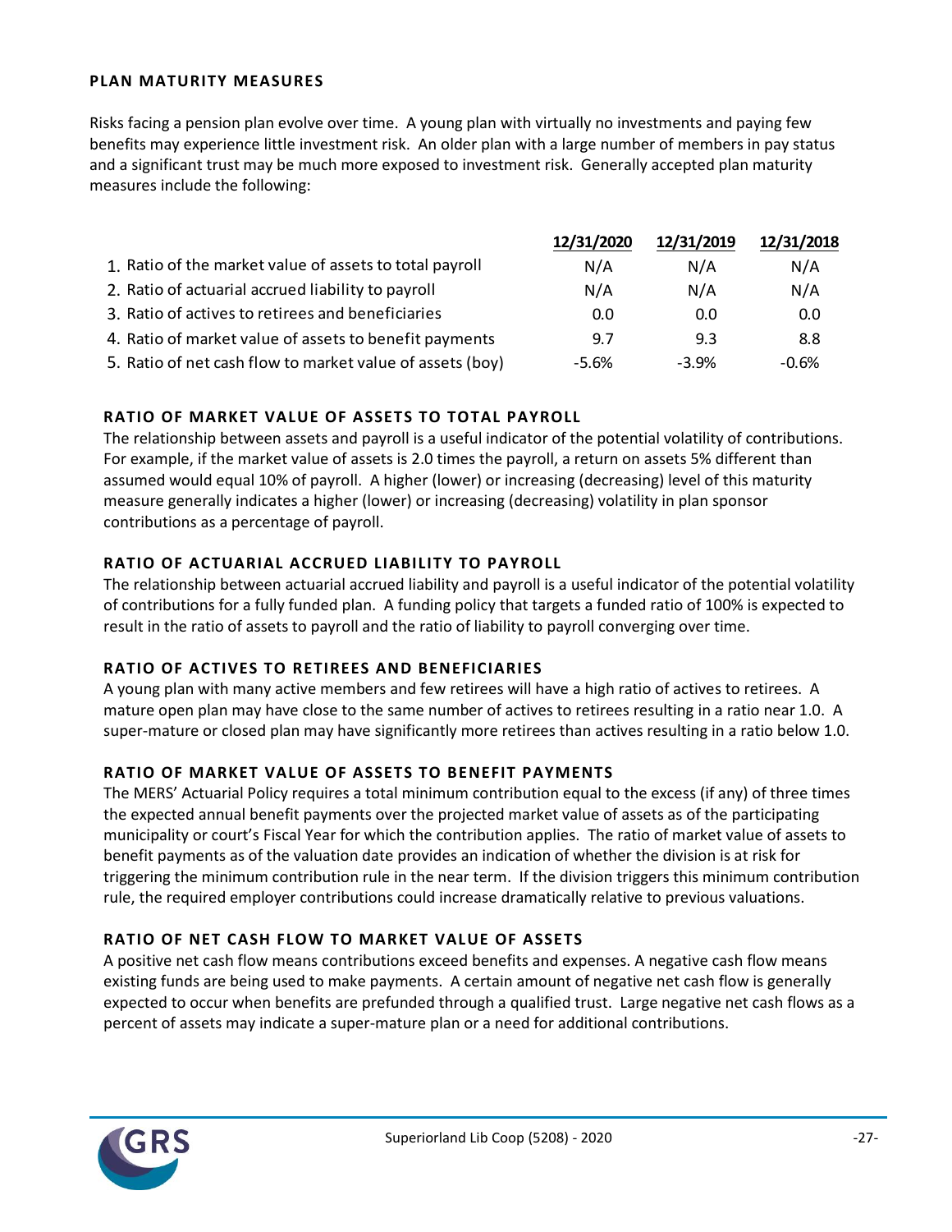## PLAN MATURITY MEASURES

Risks facing a pension plan evolve over time. A young plan with virtually no investments and paying few benefits may experience little investment risk. An older plan with a large number of members in pay status and a significant trust may be much more exposed to investment risk. Generally accepted plan maturity measures include the following:

| | 12/31/2020 | 12/31/2019 | 12/31/2018 |
|---|---|---|---|
| 1. Ratio of the market value of assets to total payroll | N/A | N/A | N/A |
| 2. Ratio of actuarial accrued liability to payroll | N/A | N/A | N/A |
| 3. Ratio of actives to retirees and beneficiaries | 0.0 | 0.0 | 0.0 |
| 4. Ratio of market value of assets to benefit payments | 9.7 | 9.3 | 8.8 |
| 5. Ratio of net cash flow to market value of assets (boy) | -5.6% | -3.9% | -0.6% |

### RATIO OF MARKET VALUE OF ASSETS TO TOTAL PAYROLL

The relationship between assets and payroll is a useful indicator of the potential volatility of contributions. For example, if the market value of assets is 2.0 times the payroll, a return on assets 5% different than assumed would equal 10% of payroll. A higher (lower) or increasing (decreasing) level of this maturity measure generally indicates a higher (lower) or increasing (decreasing) volatility in plan sponsor contributions as a percentage of payroll.

### RATIO OF ACTUARIAL ACCRUED LIABILITY TO PAYROLL

The relationship between actuarial accrued liability and payroll is a useful indicator of the potential volatility of contributions for a fully funded plan. A funding policy that targets a funded ratio of 100% is expected to result in the ratio of assets to payroll and the ratio of liability to payroll converging over time.

### RATIO OF ACTIVES TO RETIREES AND BENEFICIARIES

A young plan with many active members and few retirees will have a high ratio of actives to retirees. A mature open plan may have close to the same number of actives to retirees resulting in a ratio near 1.0. A super-mature or closed plan may have significantly more retirees than actives resulting in a ratio below 1.0.

### RATIO OF MARKET VALUE OF ASSETS TO BENEFIT PAYMENTS

The MERS' Actuarial Policy requires a total minimum contribution equal to the excess (if any) of three times the expected annual benefit payments over the projected market value of assets as of the participating municipality or court's Fiscal Year for which the contribution applies. The ratio of market value of assets to benefit payments as of the valuation date provides an indication of whether the division is at risk for triggering the minimum contribution rule in the near term. If the division triggers this minimum contribution rule, the required employer contributions could increase dramatically relative to previous valuations.

### RATIO OF NET CASH FLOW TO MARKET VALUE OF ASSETS

A positive net cash flow means contributions exceed benefits and expenses. A negative cash flow means existing funds are being used to make payments. A certain amount of negative net cash flow is generally expected to occur when benefits are prefunded through a qualified trust. Large negative net cash flows as a percent of assets may indicate a super-mature plan or a need for additional contributions.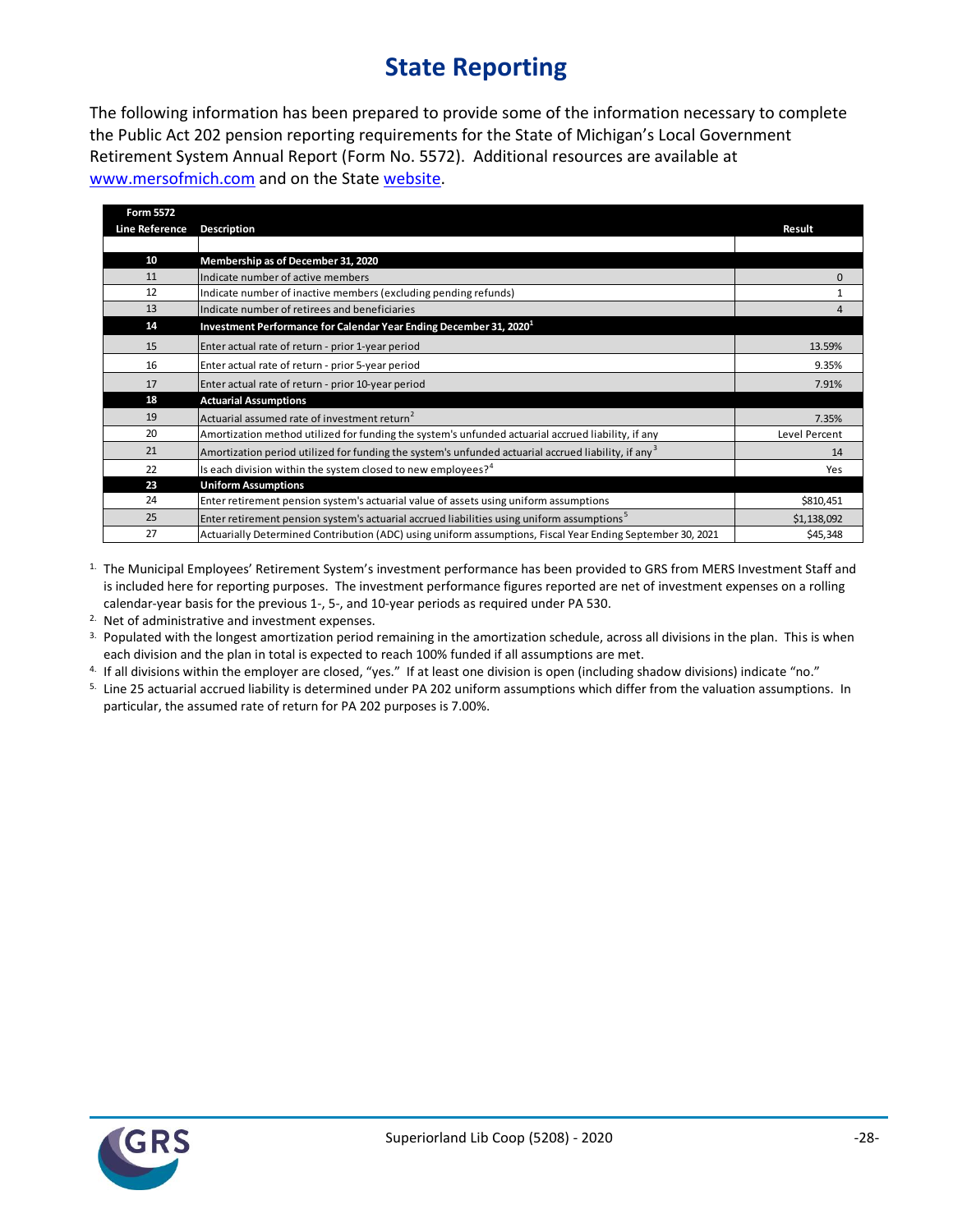# State Reporting

The following information has been prepared to provide some of the information necessary to complete the Public Act 202 pension reporting requirements for the State of Michigan's Local Government Retirement System Annual Report (Form No. 5572). Additional resources are available at www.mersofmich.com and on the State website.

| Form 5572 Line Reference | Description | Result |
|---|---|---|
| | | |
| **10** | **Membership as of December 31, 2020** | |
| 11 | Indicate number of active members | 0 |
| 12 | Indicate number of inactive members (excluding pending refunds) | 1 |
| 13 | Indicate number of retirees and beneficiaries | 4 |
| **14** | **Investment Performance for Calendar Year Ending December 31, 2020[1]** | |
| 15 | Enter actual rate of return - prior 1-year period | 13.59% |
| 16 | Enter actual rate of return - prior 5-year period | 9.35% |
| 17 | Enter actual rate of return - prior 10-year period | 7.91% |
| **18** | **Actuarial Assumptions** | |
| 19 | Actuarial assumed rate of investment return[2] | 7.35% |
| 20 | Amortization method utilized for funding the system's unfunded actuarial accrued liability, if any | Level Percent |
| 21 | Amortization period utilized for funding the system's unfunded actuarial accrued liability, if any[3] | 14 |
| 22 | Is each division within the system closed to new employees?[4] | Yes |
| **23** | **Uniform Assumptions** | |
| 24 | Enter retirement pension system's actuarial value of assets using uniform assumptions | $810,451 |
| 25 | Enter retirement pension system's actuarial accrued liabilities using uniform assumptions[5] | $1,138,092 |
| 27 | Actuarially Determined Contribution (ADC) using uniform assumptions, Fiscal Year Ending September 30, 2021 | $45,348 |

1. The Municipal Employees' Retirement System's investment performance has been provided to GRS from MERS Investment Staff and is included here for reporting purposes. The investment performance figures reported are net of investment expenses on a rolling calendar-year basis for the previous 1-, 5-, and 10-year periods as required under PA 530.
2. Net of administrative and investment expenses.
3. Populated with the longest amortization period remaining in the amortization schedule, across all divisions in the plan. This is when each division and the plan in total is expected to reach 100% funded if all assumptions are met.
4. If all divisions within the employer are closed, "yes." If at least one division is open (including shadow divisions) indicate "no."
5. Line 25 actuarial accrued liability is determined under PA 202 uniform assumptions which differ from the valuation assumptions. In particular, the assumed rate of return for PA 202 purposes is 7.00%.